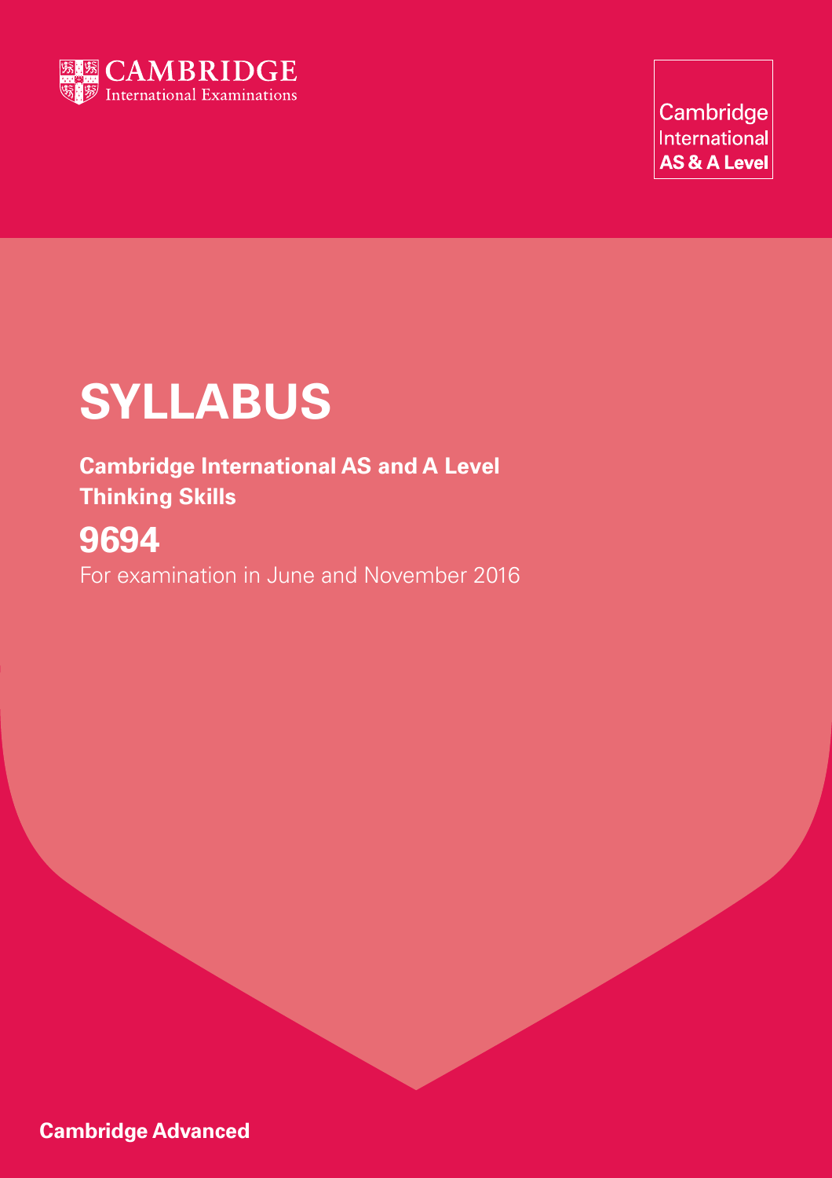CAMBRIDGE
International Examinations

Cambridge
International
**AS & A Level**

# SYLLABUS

**Cambridge International AS and A Level**
**Thinking Skills**

## 9694

For examination in June and November 2016

**Cambridge Advanced**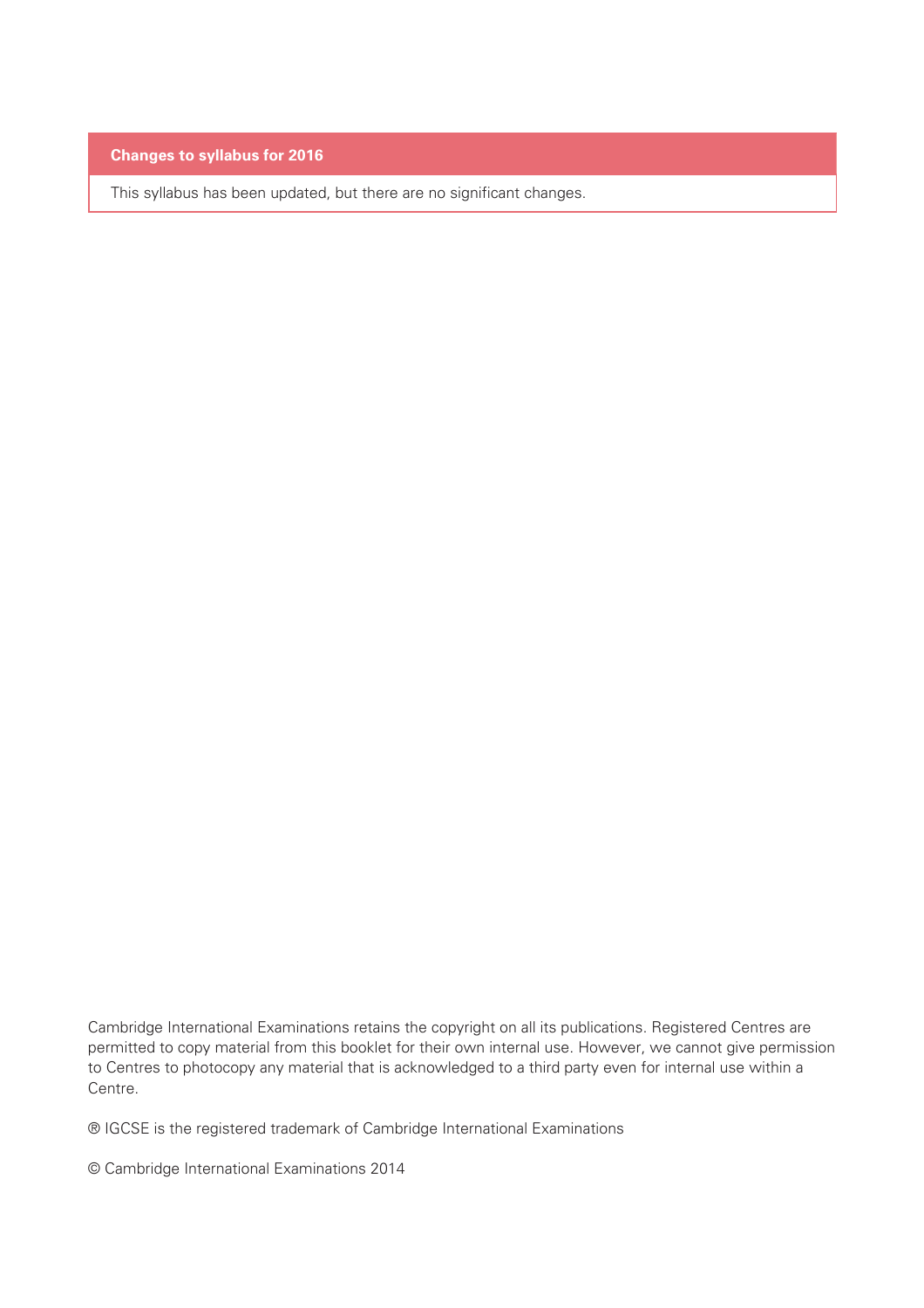**Changes to syllabus for 2016**

This syllabus has been updated, but there are no significant changes.

Cambridge International Examinations retains the copyright on all its publications. Registered Centres are permitted to copy material from this booklet for their own internal use. However, we cannot give permission to Centres to photocopy any material that is acknowledged to a third party even for internal use within a Centre.

® IGCSE is the registered trademark of Cambridge International Examinations

© Cambridge International Examinations 2014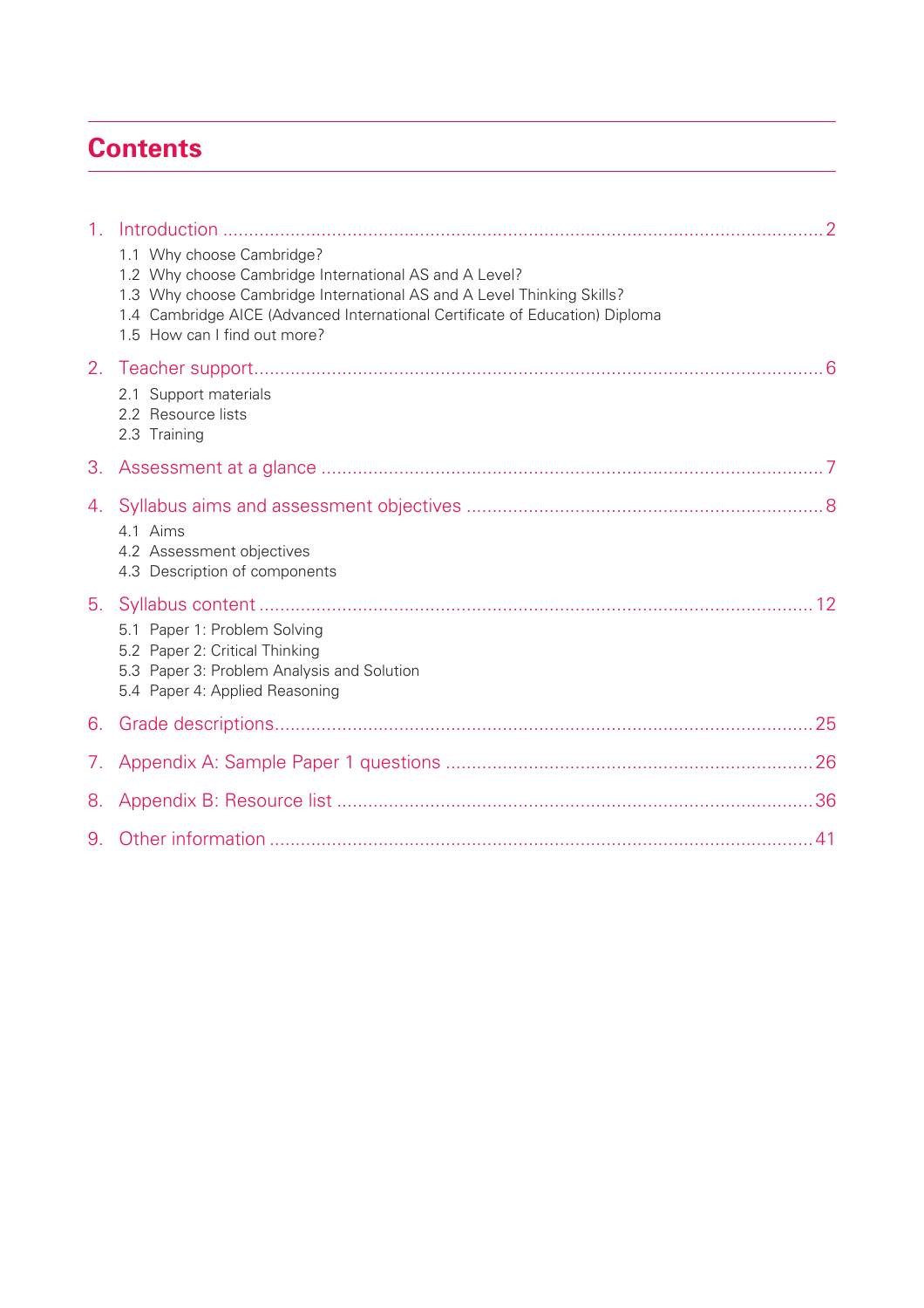# Contents

1. Introduction ... 2
   - 1.1 Why choose Cambridge?
   - 1.2 Why choose Cambridge International AS and A Level?
   - 1.3 Why choose Cambridge International AS and A Level Thinking Skills?
   - 1.4 Cambridge AICE (Advanced International Certificate of Education) Diploma
   - 1.5 How can I find out more?
2. Teacher support ... 6
   - 2.1 Support materials
   - 2.2 Resource lists
   - 2.3 Training
3. Assessment at a glance ... 7
4. Syllabus aims and assessment objectives ... 8
   - 4.1 Aims
   - 4.2 Assessment objectives
   - 4.3 Description of components
5. Syllabus content ... 12
   - 5.1 Paper 1: Problem Solving
   - 5.2 Paper 2: Critical Thinking
   - 5.3 Paper 3: Problem Analysis and Solution
   - 5.4 Paper 4: Applied Reasoning
6. Grade descriptions ... 25
7. Appendix A: Sample Paper 1 questions ... 26
8. Appendix B: Resource list ... 36
9. Other information ... 41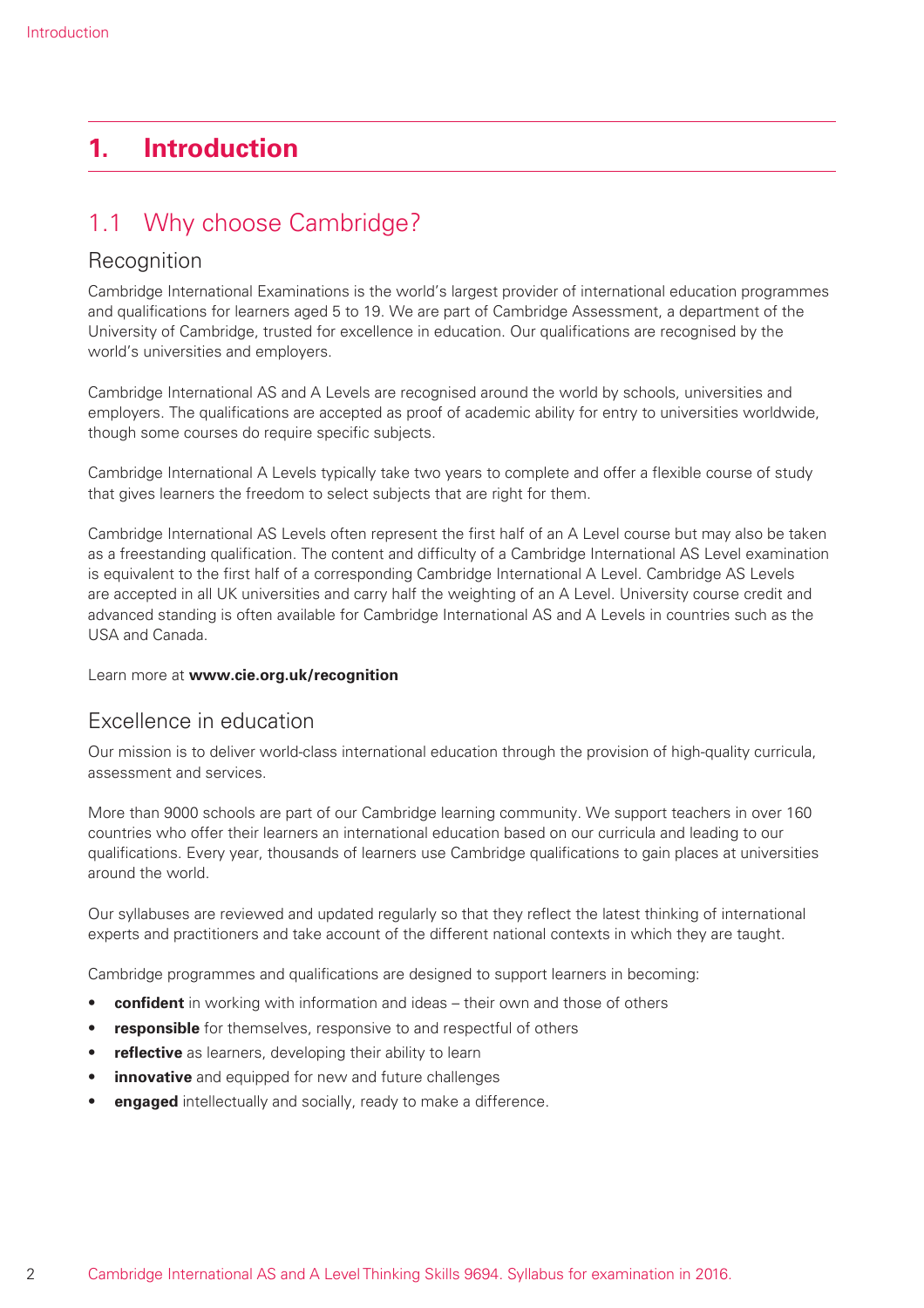# 1. Introduction

## 1.1 Why choose Cambridge?

### Recognition

Cambridge International Examinations is the world's largest provider of international education programmes and qualifications for learners aged 5 to 19. We are part of Cambridge Assessment, a department of the University of Cambridge, trusted for excellence in education. Our qualifications are recognised by the world's universities and employers.

Cambridge International AS and A Levels are recognised around the world by schools, universities and employers. The qualifications are accepted as proof of academic ability for entry to universities worldwide, though some courses do require specific subjects.

Cambridge International A Levels typically take two years to complete and offer a flexible course of study that gives learners the freedom to select subjects that are right for them.

Cambridge International AS Levels often represent the first half of an A Level course but may also be taken as a freestanding qualification. The content and difficulty of a Cambridge International AS Level examination is equivalent to the first half of a corresponding Cambridge International A Level. Cambridge AS Levels are accepted in all UK universities and carry half the weighting of an A Level. University course credit and advanced standing is often available for Cambridge International AS and A Levels in countries such as the USA and Canada.

Learn more at **www.cie.org.uk/recognition**

### Excellence in education

Our mission is to deliver world-class international education through the provision of high-quality curricula, assessment and services.

More than 9000 schools are part of our Cambridge learning community. We support teachers in over 160 countries who offer their learners an international education based on our curricula and leading to our qualifications. Every year, thousands of learners use Cambridge qualifications to gain places at universities around the world.

Our syllabuses are reviewed and updated regularly so that they reflect the latest thinking of international experts and practitioners and take account of the different national contexts in which they are taught.

Cambridge programmes and qualifications are designed to support learners in becoming:

- **confident** in working with information and ideas – their own and those of others
- **responsible** for themselves, responsive to and respectful of others
- **reflective** as learners, developing their ability to learn
- **innovative** and equipped for new and future challenges
- **engaged** intellectually and socially, ready to make a difference.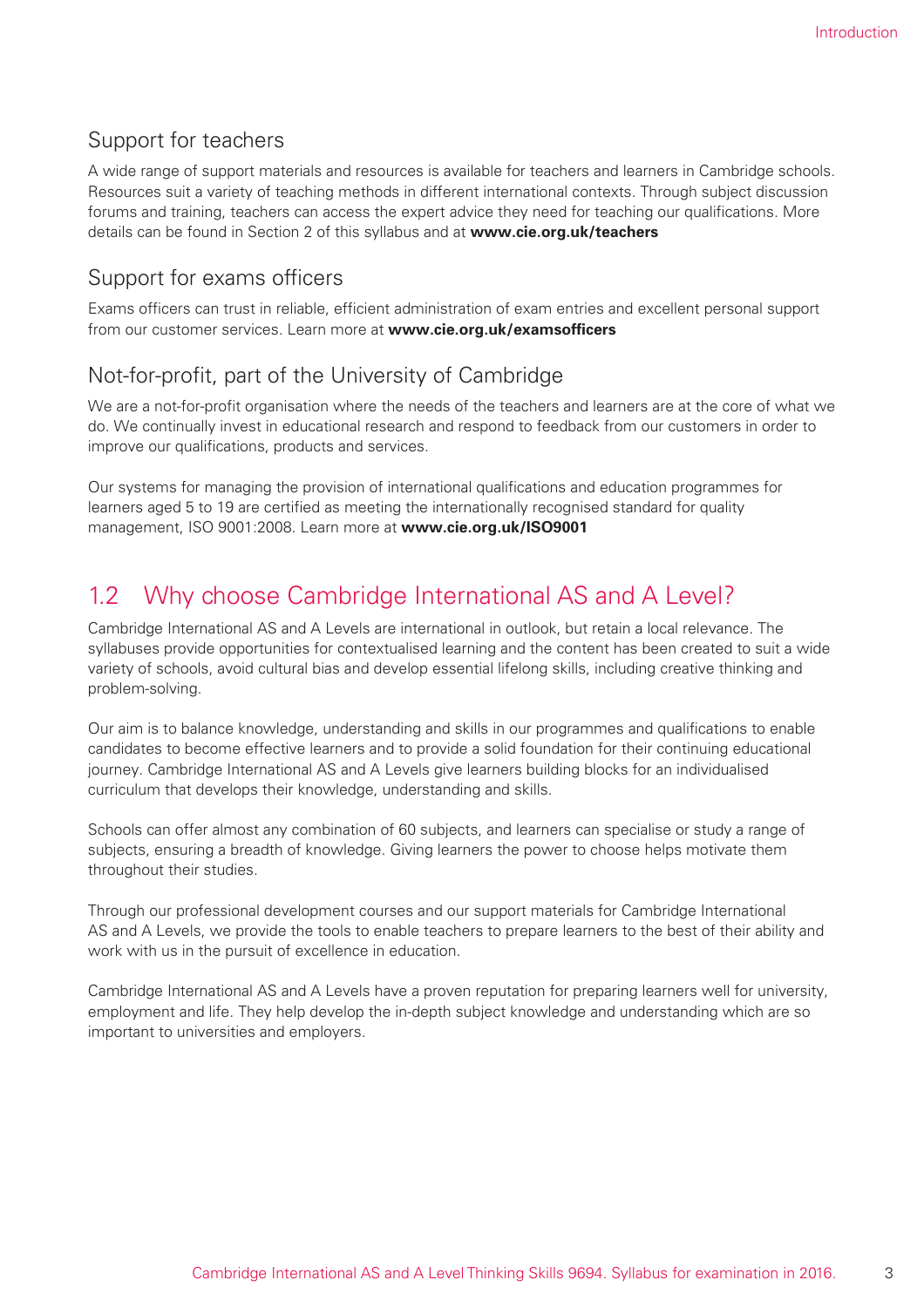### Support for teachers

A wide range of support materials and resources is available for teachers and learners in Cambridge schools. Resources suit a variety of teaching methods in different international contexts. Through subject discussion forums and training, teachers can access the expert advice they need for teaching our qualifications. More details can be found in Section 2 of this syllabus and at **www.cie.org.uk/teachers**

### Support for exams officers

Exams officers can trust in reliable, efficient administration of exam entries and excellent personal support from our customer services. Learn more at **www.cie.org.uk/examsofficers**

### Not-for-profit, part of the University of Cambridge

We are a not-for-profit organisation where the needs of the teachers and learners are at the core of what we do. We continually invest in educational research and respond to feedback from our customers in order to improve our qualifications, products and services.

Our systems for managing the provision of international qualifications and education programmes for learners aged 5 to 19 are certified as meeting the internationally recognised standard for quality management, ISO 9001:2008. Learn more at **www.cie.org.uk/ISO9001**

## 1.2 Why choose Cambridge International AS and A Level?

Cambridge International AS and A Levels are international in outlook, but retain a local relevance. The syllabuses provide opportunities for contextualised learning and the content has been created to suit a wide variety of schools, avoid cultural bias and develop essential lifelong skills, including creative thinking and problem-solving.

Our aim is to balance knowledge, understanding and skills in our programmes and qualifications to enable candidates to become effective learners and to provide a solid foundation for their continuing educational journey. Cambridge International AS and A Levels give learners building blocks for an individualised curriculum that develops their knowledge, understanding and skills.

Schools can offer almost any combination of 60 subjects, and learners can specialise or study a range of subjects, ensuring a breadth of knowledge. Giving learners the power to choose helps motivate them throughout their studies.

Through our professional development courses and our support materials for Cambridge International AS and A Levels, we provide the tools to enable teachers to prepare learners to the best of their ability and work with us in the pursuit of excellence in education.

Cambridge International AS and A Levels have a proven reputation for preparing learners well for university, employment and life. They help develop the in-depth subject knowledge and understanding which are so important to universities and employers.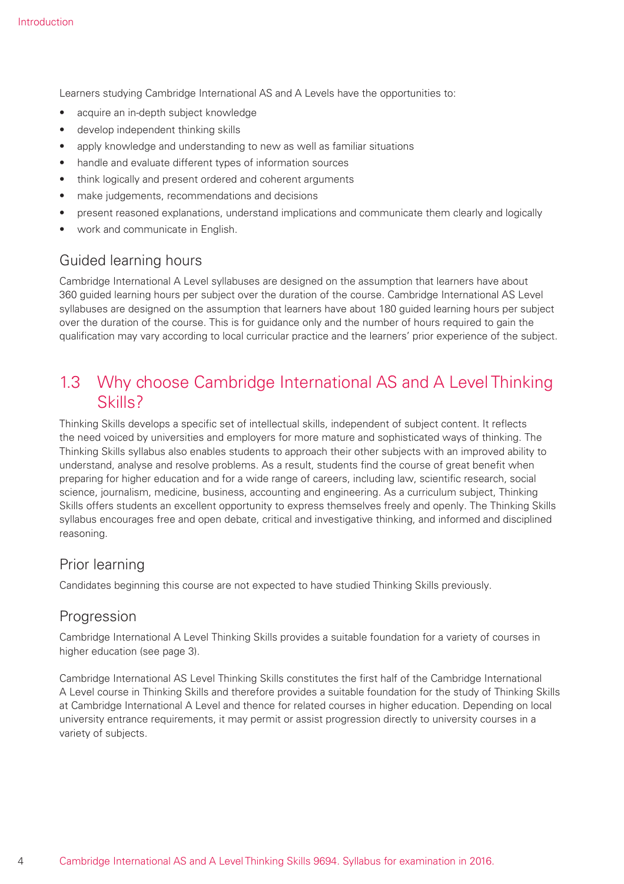Learners studying Cambridge International AS and A Levels have the opportunities to:

- acquire an in-depth subject knowledge
- develop independent thinking skills
- apply knowledge and understanding to new as well as familiar situations
- handle and evaluate different types of information sources
- think logically and present ordered and coherent arguments
- make judgements, recommendations and decisions
- present reasoned explanations, understand implications and communicate them clearly and logically
- work and communicate in English.

### Guided learning hours

Cambridge International A Level syllabuses are designed on the assumption that learners have about 360 guided learning hours per subject over the duration of the course. Cambridge International AS Level syllabuses are designed on the assumption that learners have about 180 guided learning hours per subject over the duration of the course. This is for guidance only and the number of hours required to gain the qualification may vary according to local curricular practice and the learners' prior experience of the subject.

## 1.3 Why choose Cambridge International AS and A Level Thinking Skills?

Thinking Skills develops a specific set of intellectual skills, independent of subject content. It reflects the need voiced by universities and employers for more mature and sophisticated ways of thinking. The Thinking Skills syllabus also enables students to approach their other subjects with an improved ability to understand, analyse and resolve problems. As a result, students find the course of great benefit when preparing for higher education and for a wide range of careers, including law, scientific research, social science, journalism, medicine, business, accounting and engineering. As a curriculum subject, Thinking Skills offers students an excellent opportunity to express themselves freely and openly. The Thinking Skills syllabus encourages free and open debate, critical and investigative thinking, and informed and disciplined reasoning.

### Prior learning

Candidates beginning this course are not expected to have studied Thinking Skills previously.

### Progression

Cambridge International A Level Thinking Skills provides a suitable foundation for a variety of courses in higher education (see page 3).

Cambridge International AS Level Thinking Skills constitutes the first half of the Cambridge International A Level course in Thinking Skills and therefore provides a suitable foundation for the study of Thinking Skills at Cambridge International A Level and thence for related courses in higher education. Depending on local university entrance requirements, it may permit or assist progression directly to university courses in a variety of subjects.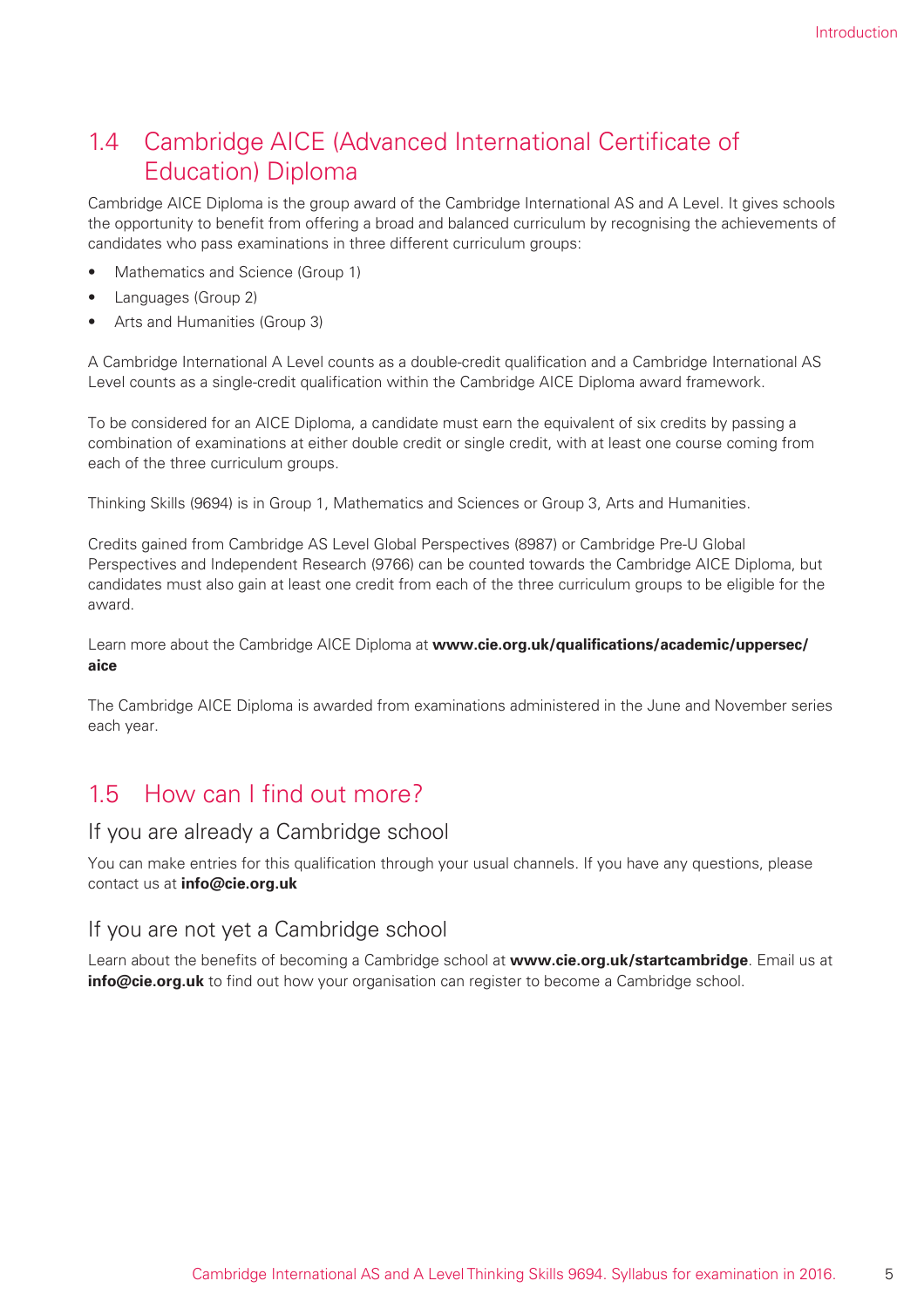## 1.4 Cambridge AICE (Advanced International Certificate of Education) Diploma

Cambridge AICE Diploma is the group award of the Cambridge International AS and A Level. It gives schools the opportunity to benefit from offering a broad and balanced curriculum by recognising the achievements of candidates who pass examinations in three different curriculum groups:

- Mathematics and Science (Group 1)
- Languages (Group 2)
- Arts and Humanities (Group 3)

A Cambridge International A Level counts as a double-credit qualification and a Cambridge International AS Level counts as a single-credit qualification within the Cambridge AICE Diploma award framework.

To be considered for an AICE Diploma, a candidate must earn the equivalent of six credits by passing a combination of examinations at either double credit or single credit, with at least one course coming from each of the three curriculum groups.

Thinking Skills (9694) is in Group 1, Mathematics and Sciences or Group 3, Arts and Humanities.

Credits gained from Cambridge AS Level Global Perspectives (8987) or Cambridge Pre-U Global Perspectives and Independent Research (9766) can be counted towards the Cambridge AICE Diploma, but candidates must also gain at least one credit from each of the three curriculum groups to be eligible for the award.

Learn more about the Cambridge AICE Diploma at **www.cie.org.uk/qualifications/academic/uppersec/aice**

The Cambridge AICE Diploma is awarded from examinations administered in the June and November series each year.

## 1.5 How can I find out more?

### If you are already a Cambridge school

You can make entries for this qualification through your usual channels. If you have any questions, please contact us at **info@cie.org.uk**

### If you are not yet a Cambridge school

Learn about the benefits of becoming a Cambridge school at **www.cie.org.uk/startcambridge**. Email us at **info@cie.org.uk** to find out how your organisation can register to become a Cambridge school.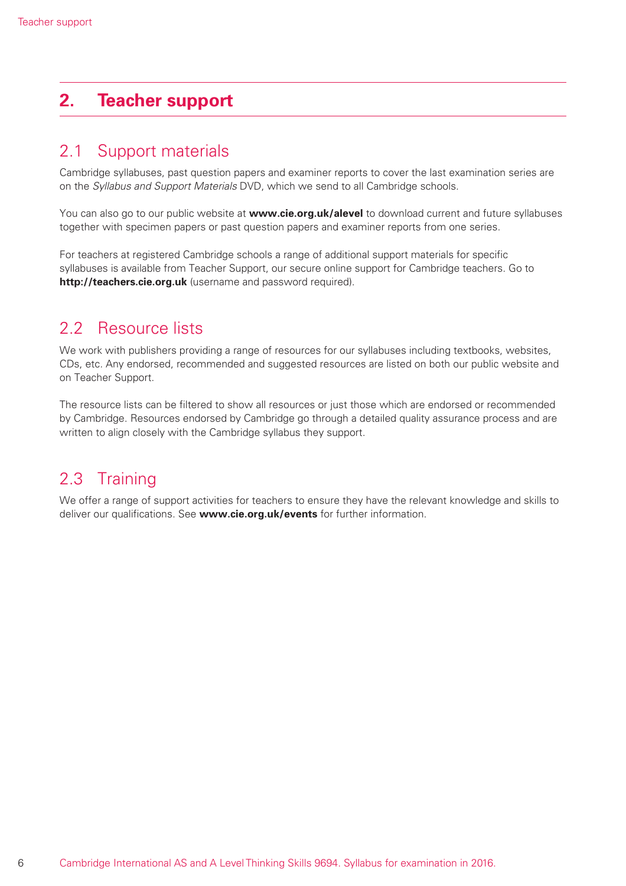# 2. Teacher support

## 2.1 Support materials

Cambridge syllabuses, past question papers and examiner reports to cover the last examination series are on the *Syllabus and Support Materials* DVD, which we send to all Cambridge schools.

You can also go to our public website at **www.cie.org.uk/alevel** to download current and future syllabuses together with specimen papers or past question papers and examiner reports from one series.

For teachers at registered Cambridge schools a range of additional support materials for specific syllabuses is available from Teacher Support, our secure online support for Cambridge teachers. Go to **http://teachers.cie.org.uk** (username and password required).

## 2.2 Resource lists

We work with publishers providing a range of resources for our syllabuses including textbooks, websites, CDs, etc. Any endorsed, recommended and suggested resources are listed on both our public website and on Teacher Support.

The resource lists can be filtered to show all resources or just those which are endorsed or recommended by Cambridge. Resources endorsed by Cambridge go through a detailed quality assurance process and are written to align closely with the Cambridge syllabus they support.

## 2.3 Training

We offer a range of support activities for teachers to ensure they have the relevant knowledge and skills to deliver our qualifications. See **www.cie.org.uk/events** for further information.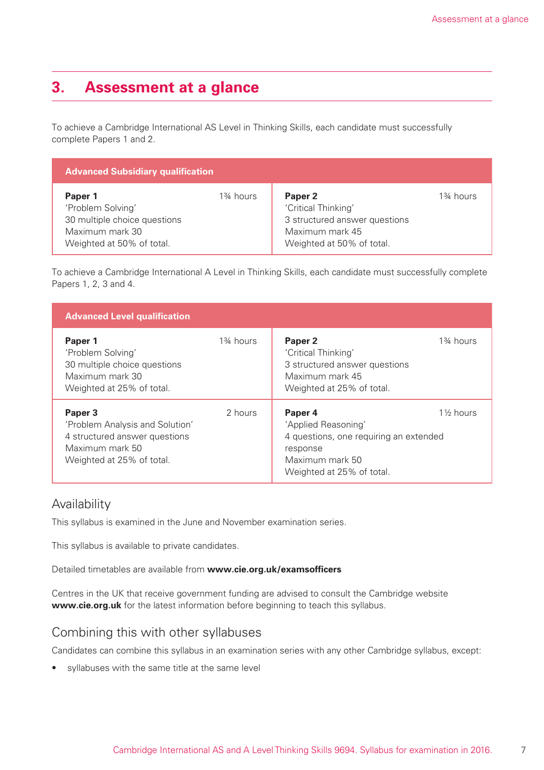# 3. Assessment at a glance

To achieve a Cambridge International AS Level in Thinking Skills, each candidate must successfully complete Papers 1 and 2.

| Advanced Subsidiary qualification | |
| --- | --- |
| **Paper 1** 1¾ hours<br>'Problem Solving'<br>30 multiple choice questions<br>Maximum mark 30<br>Weighted at 50% of total. | **Paper 2** 1¾ hours<br>'Critical Thinking'<br>3 structured answer questions<br>Maximum mark 45<br>Weighted at 50% of total. |

To achieve a Cambridge International A Level in Thinking Skills, each candidate must successfully complete Papers 1, 2, 3 and 4.

| Advanced Level qualification | |
| --- | --- |
| **Paper 1** 1¾ hours<br>'Problem Solving'<br>30 multiple choice questions<br>Maximum mark 30<br>Weighted at 25% of total. | **Paper 2** 1¾ hours<br>'Critical Thinking'<br>3 structured answer questions<br>Maximum mark 45<br>Weighted at 25% of total. |
| **Paper 3** 2 hours<br>'Problem Analysis and Solution'<br>4 structured answer questions<br>Maximum mark 50<br>Weighted at 25% of total. | **Paper 4** 1½ hours<br>'Applied Reasoning'<br>4 questions, one requiring an extended response<br>Maximum mark 50<br>Weighted at 25% of total. |

## Availability

This syllabus is examined in the June and November examination series.

This syllabus is available to private candidates.

Detailed timetables are available from **www.cie.org.uk/examsofficers**

Centres in the UK that receive government funding are advised to consult the Cambridge website **www.cie.org.uk** for the latest information before beginning to teach this syllabus.

## Combining this with other syllabuses

Candidates can combine this syllabus in an examination series with any other Cambridge syllabus, except:

- syllabuses with the same title at the same level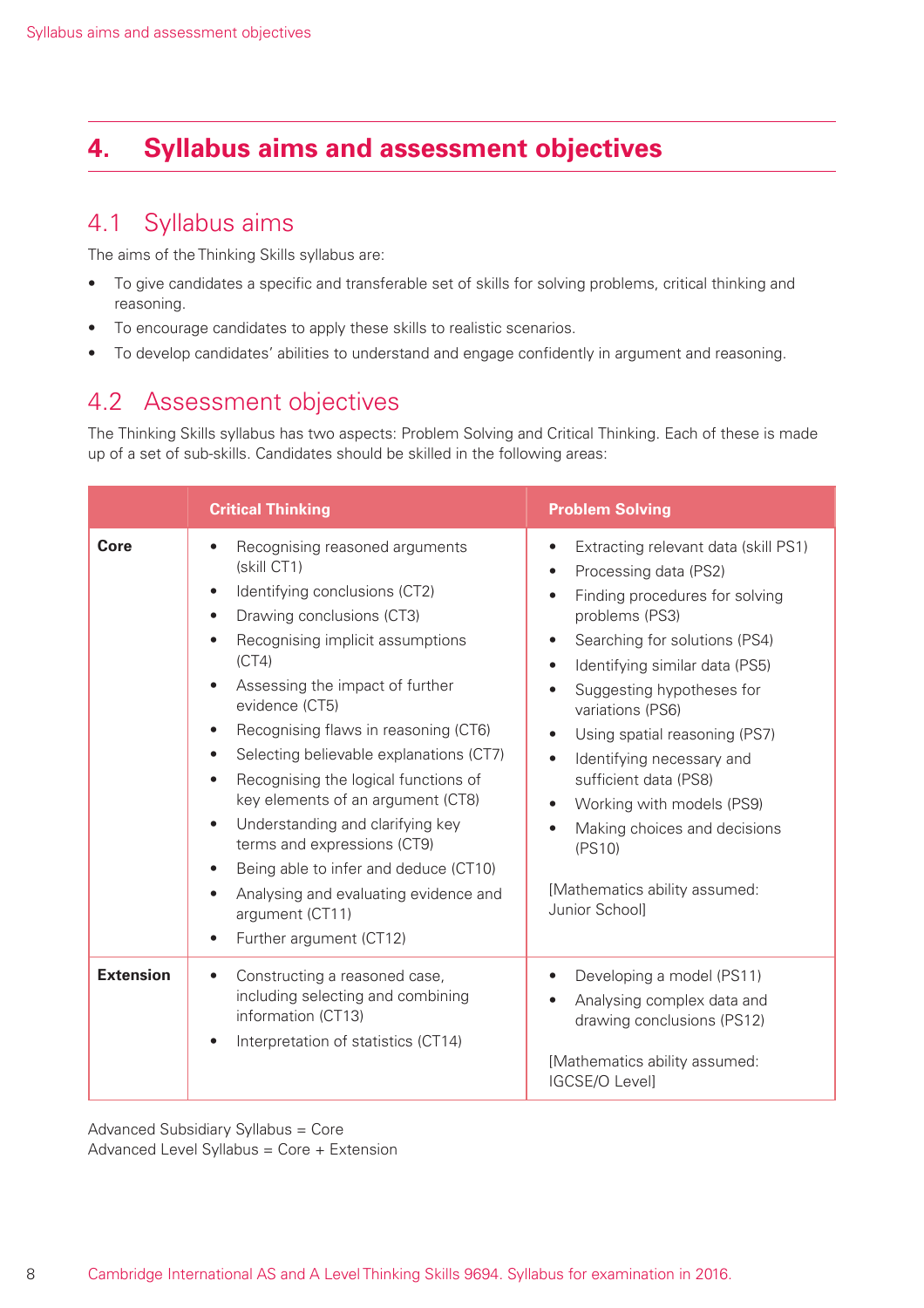# 4. Syllabus aims and assessment objectives

## 4.1 Syllabus aims

The aims of the Thinking Skills syllabus are:

- To give candidates a specific and transferable set of skills for solving problems, critical thinking and reasoning.
- To encourage candidates to apply these skills to realistic scenarios.
- To develop candidates' abilities to understand and engage confidently in argument and reasoning.

## 4.2 Assessment objectives

The Thinking Skills syllabus has two aspects: Problem Solving and Critical Thinking. Each of these is made up of a set of sub-skills. Candidates should be skilled in the following areas:

| | Critical Thinking | Problem Solving |
|---|---|---|
| **Core** | • Recognising reasoned arguments (skill CT1)<br>• Identifying conclusions (CT2)<br>• Drawing conclusions (CT3)<br>• Recognising implicit assumptions (CT4)<br>• Assessing the impact of further evidence (CT5)<br>• Recognising flaws in reasoning (CT6)<br>• Selecting believable explanations (CT7)<br>• Recognising the logical functions of key elements of an argument (CT8)<br>• Understanding and clarifying key terms and expressions (CT9)<br>• Being able to infer and deduce (CT10)<br>• Analysing and evaluating evidence and argument (CT11)<br>• Further argument (CT12) | • Extracting relevant data (skill PS1)<br>• Processing data (PS2)<br>• Finding procedures for solving problems (PS3)<br>• Searching for solutions (PS4)<br>• Identifying similar data (PS5)<br>• Suggesting hypotheses for variations (PS6)<br>• Using spatial reasoning (PS7)<br>• Identifying necessary and sufficient data (PS8)<br>• Working with models (PS9)<br>• Making choices and decisions (PS10)<br><br>[Mathematics ability assumed: Junior School] |
| **Extension** | • Constructing a reasoned case, including selecting and combining information (CT13)<br>• Interpretation of statistics (CT14) | • Developing a model (PS11)<br>• Analysing complex data and drawing conclusions (PS12)<br><br>[Mathematics ability assumed: IGCSE/O Level] |

Advanced Subsidiary Syllabus = Core
Advanced Level Syllabus = Core + Extension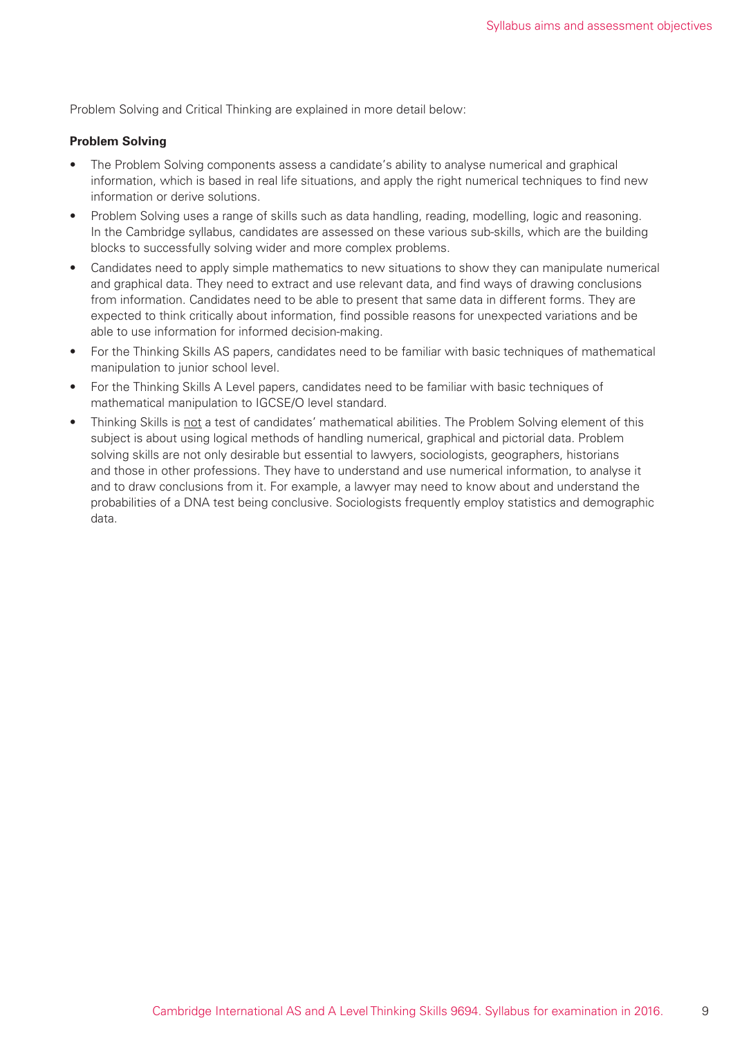Problem Solving and Critical Thinking are explained in more detail below:

**Problem Solving**

- The Problem Solving components assess a candidate's ability to analyse numerical and graphical information, which is based in real life situations, and apply the right numerical techniques to find new information or derive solutions.
- Problem Solving uses a range of skills such as data handling, reading, modelling, logic and reasoning. In the Cambridge syllabus, candidates are assessed on these various sub-skills, which are the building blocks to successfully solving wider and more complex problems.
- Candidates need to apply simple mathematics to new situations to show they can manipulate numerical and graphical data. They need to extract and use relevant data, and find ways of drawing conclusions from information. Candidates need to be able to present that same data in different forms. They are expected to think critically about information, find possible reasons for unexpected variations and be able to use information for informed decision-making.
- For the Thinking Skills AS papers, candidates need to be familiar with basic techniques of mathematical manipulation to junior school level.
- For the Thinking Skills A Level papers, candidates need to be familiar with basic techniques of mathematical manipulation to IGCSE/O level standard.
- Thinking Skills is <u>not</u> a test of candidates' mathematical abilities. The Problem Solving element of this subject is about using logical methods of handling numerical, graphical and pictorial data. Problem solving skills are not only desirable but essential to lawyers, sociologists, geographers, historians and those in other professions. They have to understand and use numerical information, to analyse it and to draw conclusions from it. For example, a lawyer may need to know about and understand the probabilities of a DNA test being conclusive. Sociologists frequently employ statistics and demographic data.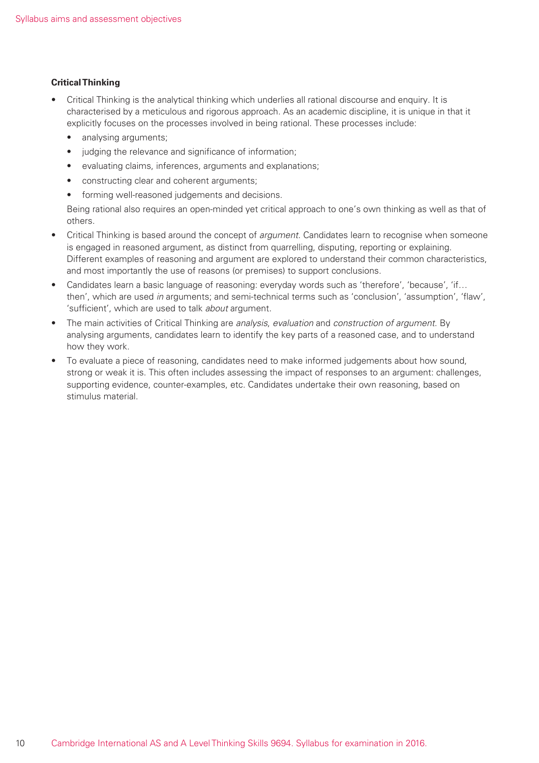**Critical Thinking**

- Critical Thinking is the analytical thinking which underlies all rational discourse and enquiry. It is characterised by a meticulous and rigorous approach. As an academic discipline, it is unique in that it explicitly focuses on the processes involved in being rational. These processes include:
  - analysing arguments;
  - judging the relevance and significance of information;
  - evaluating claims, inferences, arguments and explanations;
  - constructing clear and coherent arguments;
  - forming well-reasoned judgements and decisions.

  Being rational also requires an open-minded yet critical approach to one's own thinking as well as that of others.
- Critical Thinking is based around the concept of *argument*. Candidates learn to recognise when someone is engaged in reasoned argument, as distinct from quarrelling, disputing, reporting or explaining. Different examples of reasoning and argument are explored to understand their common characteristics, and most importantly the use of reasons (or premises) to support conclusions.
- Candidates learn a basic language of reasoning: everyday words such as 'therefore', 'because', 'if… then', which are used *in* arguments; and semi-technical terms such as 'conclusion', 'assumption', 'flaw', 'sufficient', which are used to talk *about* argument.
- The main activities of Critical Thinking are *analysis*, *evaluation* and *construction of argument*. By analysing arguments, candidates learn to identify the key parts of a reasoned case, and to understand how they work.
- To evaluate a piece of reasoning, candidates need to make informed judgements about how sound, strong or weak it is. This often includes assessing the impact of responses to an argument: challenges, supporting evidence, counter-examples, etc. Candidates undertake their own reasoning, based on stimulus material.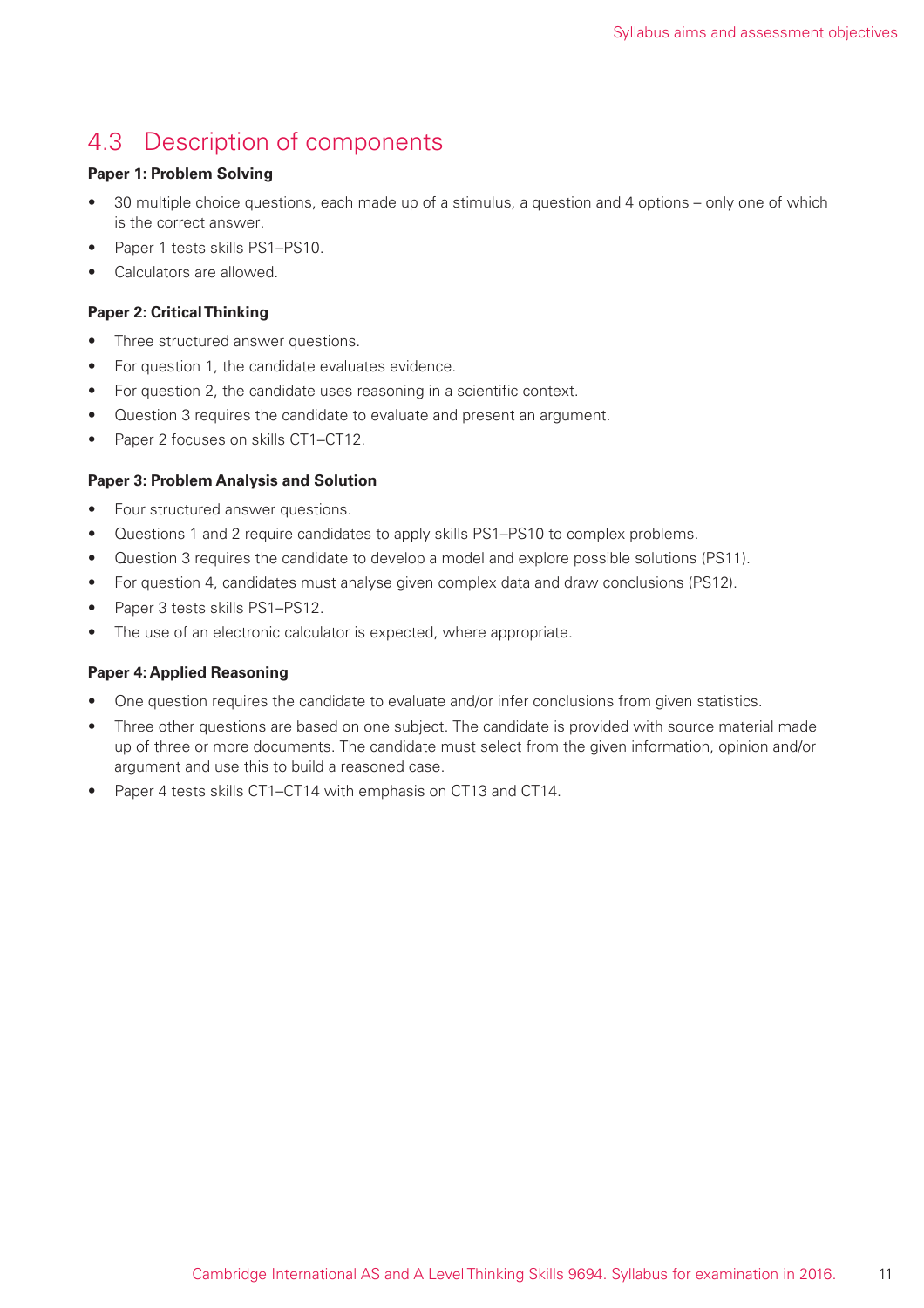## 4.3 Description of components

**Paper 1: Problem Solving**

- 30 multiple choice questions, each made up of a stimulus, a question and 4 options – only one of which is the correct answer.
- Paper 1 tests skills PS1–PS10.
- Calculators are allowed.

**Paper 2: Critical Thinking**

- Three structured answer questions.
- For question 1, the candidate evaluates evidence.
- For question 2, the candidate uses reasoning in a scientific context.
- Question 3 requires the candidate to evaluate and present an argument.
- Paper 2 focuses on skills CT1–CT12.

**Paper 3: Problem Analysis and Solution**

- Four structured answer questions.
- Questions 1 and 2 require candidates to apply skills PS1–PS10 to complex problems.
- Question 3 requires the candidate to develop a model and explore possible solutions (PS11).
- For question 4, candidates must analyse given complex data and draw conclusions (PS12).
- Paper 3 tests skills PS1–PS12.
- The use of an electronic calculator is expected, where appropriate.

**Paper 4: Applied Reasoning**

- One question requires the candidate to evaluate and/or infer conclusions from given statistics.
- Three other questions are based on one subject. The candidate is provided with source material made up of three or more documents. The candidate must select from the given information, opinion and/or argument and use this to build a reasoned case.
- Paper 4 tests skills CT1–CT14 with emphasis on CT13 and CT14.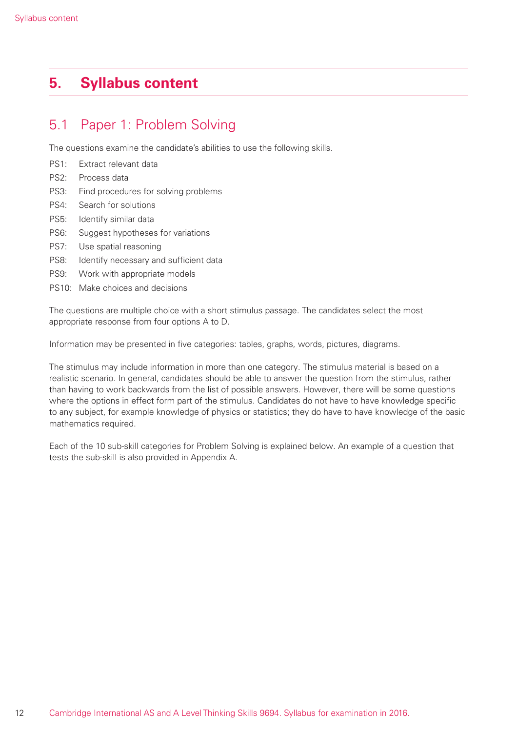# 5. Syllabus content

## 5.1 Paper 1: Problem Solving

The questions examine the candidate's abilities to use the following skills.

PS1: Extract relevant data

PS2: Process data

PS3: Find procedures for solving problems

PS4: Search for solutions

PS5: Identify similar data

PS6: Suggest hypotheses for variations

PS7: Use spatial reasoning

PS8: Identify necessary and sufficient data

PS9: Work with appropriate models

PS10: Make choices and decisions

The questions are multiple choice with a short stimulus passage. The candidates select the most appropriate response from four options A to D.

Information may be presented in five categories: tables, graphs, words, pictures, diagrams.

The stimulus may include information in more than one category. The stimulus material is based on a realistic scenario. In general, candidates should be able to answer the question from the stimulus, rather than having to work backwards from the list of possible answers. However, there will be some questions where the options in effect form part of the stimulus. Candidates do not have to have knowledge specific to any subject, for example knowledge of physics or statistics; they do have to have knowledge of the basic mathematics required.

Each of the 10 sub-skill categories for Problem Solving is explained below. An example of a question that tests the sub-skill is also provided in Appendix A.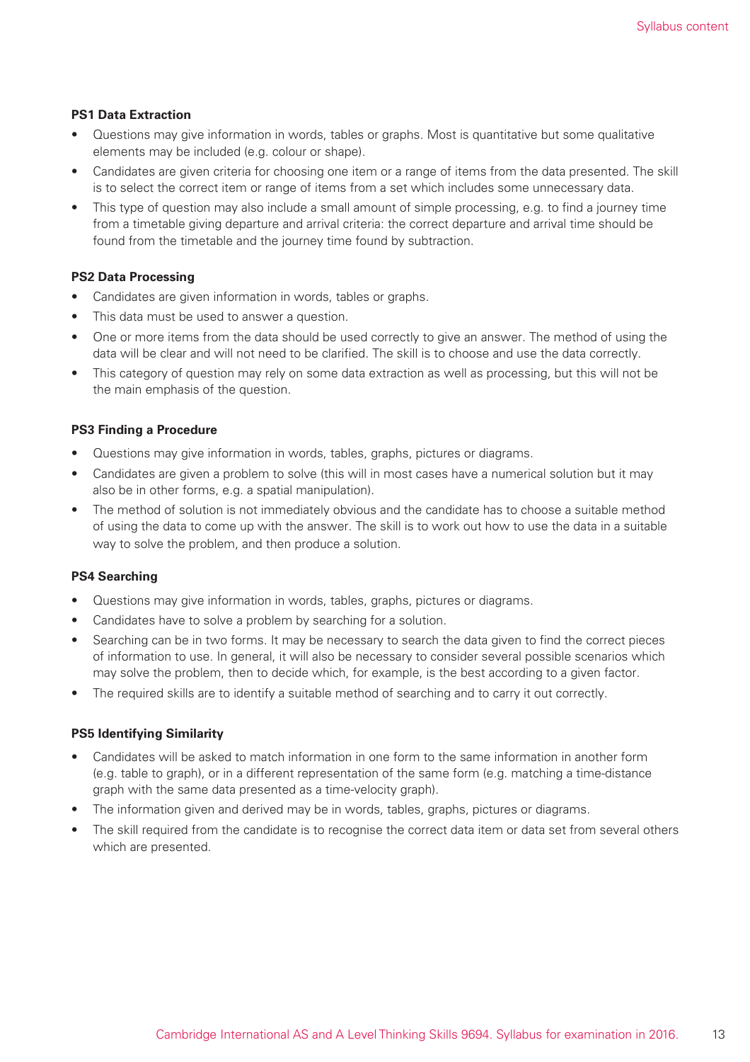**PS1 Data Extraction**

- Questions may give information in words, tables or graphs. Most is quantitative but some qualitative elements may be included (e.g. colour or shape).
- Candidates are given criteria for choosing one item or a range of items from the data presented. The skill is to select the correct item or range of items from a set which includes some unnecessary data.
- This type of question may also include a small amount of simple processing, e.g. to find a journey time from a timetable giving departure and arrival criteria: the correct departure and arrival time should be found from the timetable and the journey time found by subtraction.

**PS2 Data Processing**

- Candidates are given information in words, tables or graphs.
- This data must be used to answer a question.
- One or more items from the data should be used correctly to give an answer. The method of using the data will be clear and will not need to be clarified. The skill is to choose and use the data correctly.
- This category of question may rely on some data extraction as well as processing, but this will not be the main emphasis of the question.

**PS3 Finding a Procedure**

- Questions may give information in words, tables, graphs, pictures or diagrams.
- Candidates are given a problem to solve (this will in most cases have a numerical solution but it may also be in other forms, e.g. a spatial manipulation).
- The method of solution is not immediately obvious and the candidate has to choose a suitable method of using the data to come up with the answer. The skill is to work out how to use the data in a suitable way to solve the problem, and then produce a solution.

**PS4 Searching**

- Questions may give information in words, tables, graphs, pictures or diagrams.
- Candidates have to solve a problem by searching for a solution.
- Searching can be in two forms. It may be necessary to search the data given to find the correct pieces of information to use. In general, it will also be necessary to consider several possible scenarios which may solve the problem, then to decide which, for example, is the best according to a given factor.
- The required skills are to identify a suitable method of searching and to carry it out correctly.

**PS5 Identifying Similarity**

- Candidates will be asked to match information in one form to the same information in another form (e.g. table to graph), or in a different representation of the same form (e.g. matching a time-distance graph with the same data presented as a time-velocity graph).
- The information given and derived may be in words, tables, graphs, pictures or diagrams.
- The skill required from the candidate is to recognise the correct data item or data set from several others which are presented.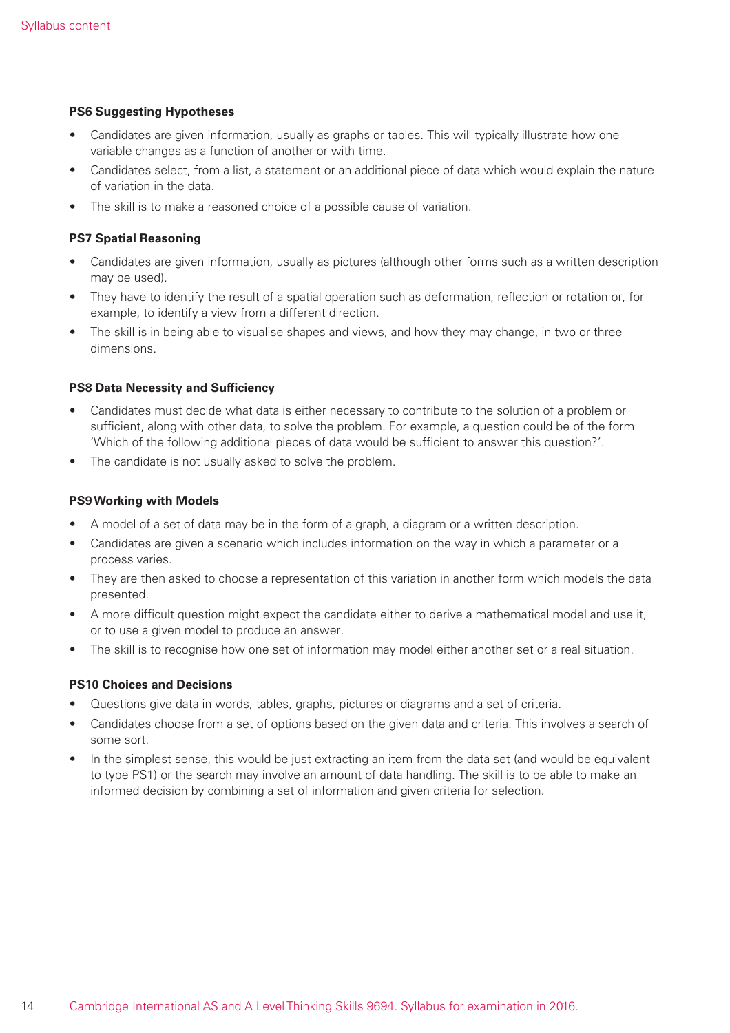### PS6 Suggesting Hypotheses

- Candidates are given information, usually as graphs or tables. This will typically illustrate how one variable changes as a function of another or with time.
- Candidates select, from a list, a statement or an additional piece of data which would explain the nature of variation in the data.
- The skill is to make a reasoned choice of a possible cause of variation.

### PS7 Spatial Reasoning

- Candidates are given information, usually as pictures (although other forms such as a written description may be used).
- They have to identify the result of a spatial operation such as deformation, reflection or rotation or, for example, to identify a view from a different direction.
- The skill is in being able to visualise shapes and views, and how they may change, in two or three dimensions.

### PS8 Data Necessity and Sufficiency

- Candidates must decide what data is either necessary to contribute to the solution of a problem or sufficient, along with other data, to solve the problem. For example, a question could be of the form 'Which of the following additional pieces of data would be sufficient to answer this question?'.
- The candidate is not usually asked to solve the problem.

### PS9 Working with Models

- A model of a set of data may be in the form of a graph, a diagram or a written description.
- Candidates are given a scenario which includes information on the way in which a parameter or a process varies.
- They are then asked to choose a representation of this variation in another form which models the data presented.
- A more difficult question might expect the candidate either to derive a mathematical model and use it, or to use a given model to produce an answer.
- The skill is to recognise how one set of information may model either another set or a real situation.

### PS10 Choices and Decisions

- Questions give data in words, tables, graphs, pictures or diagrams and a set of criteria.
- Candidates choose from a set of options based on the given data and criteria. This involves a search of some sort.
- In the simplest sense, this would be just extracting an item from the data set (and would be equivalent to type PS1) or the search may involve an amount of data handling. The skill is to be able to make an informed decision by combining a set of information and given criteria for selection.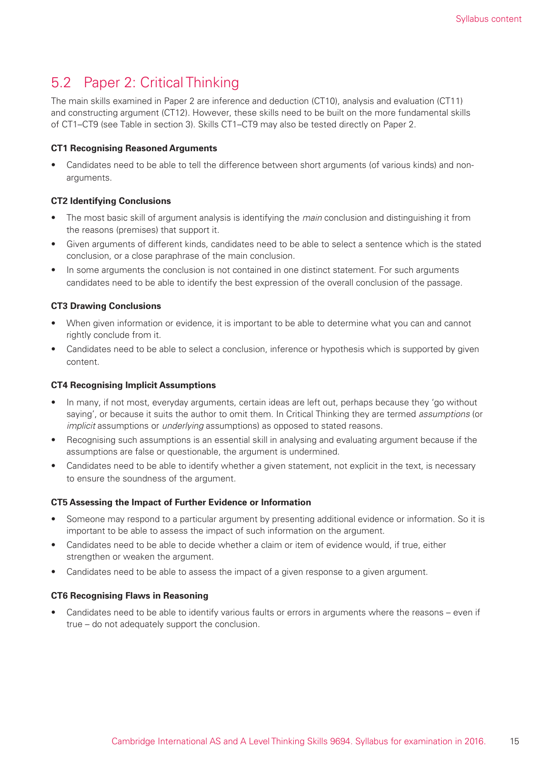## 5.2 Paper 2: Critical Thinking

The main skills examined in Paper 2 are inference and deduction (CT10), analysis and evaluation (CT11) and constructing argument (CT12). However, these skills need to be built on the more fundamental skills of CT1–CT9 (see Table in section 3). Skills CT1–CT9 may also be tested directly on Paper 2.

**CT1 Recognising Reasoned Arguments**

- Candidates need to be able to tell the difference between short arguments (of various kinds) and non-arguments.

**CT2 Identifying Conclusions**

- The most basic skill of argument analysis is identifying the *main* conclusion and distinguishing it from the reasons (premises) that support it.
- Given arguments of different kinds, candidates need to be able to select a sentence which is the stated conclusion, or a close paraphrase of the main conclusion.
- In some arguments the conclusion is not contained in one distinct statement. For such arguments candidates need to be able to identify the best expression of the overall conclusion of the passage.

**CT3 Drawing Conclusions**

- When given information or evidence, it is important to be able to determine what you can and cannot rightly conclude from it.
- Candidates need to be able to select a conclusion, inference or hypothesis which is supported by given content.

**CT4 Recognising Implicit Assumptions**

- In many, if not most, everyday arguments, certain ideas are left out, perhaps because they 'go without saying', or because it suits the author to omit them. In Critical Thinking they are termed *assumptions* (or *implicit* assumptions or *underlying* assumptions) as opposed to stated reasons.
- Recognising such assumptions is an essential skill in analysing and evaluating argument because if the assumptions are false or questionable, the argument is undermined.
- Candidates need to be able to identify whether a given statement, not explicit in the text, is necessary to ensure the soundness of the argument.

**CT5 Assessing the Impact of Further Evidence or Information**

- Someone may respond to a particular argument by presenting additional evidence or information. So it is important to be able to assess the impact of such information on the argument.
- Candidates need to be able to decide whether a claim or item of evidence would, if true, either strengthen or weaken the argument.
- Candidates need to be able to assess the impact of a given response to a given argument.

**CT6 Recognising Flaws in Reasoning**

- Candidates need to be able to identify various faults or errors in arguments where the reasons – even if true – do not adequately support the conclusion.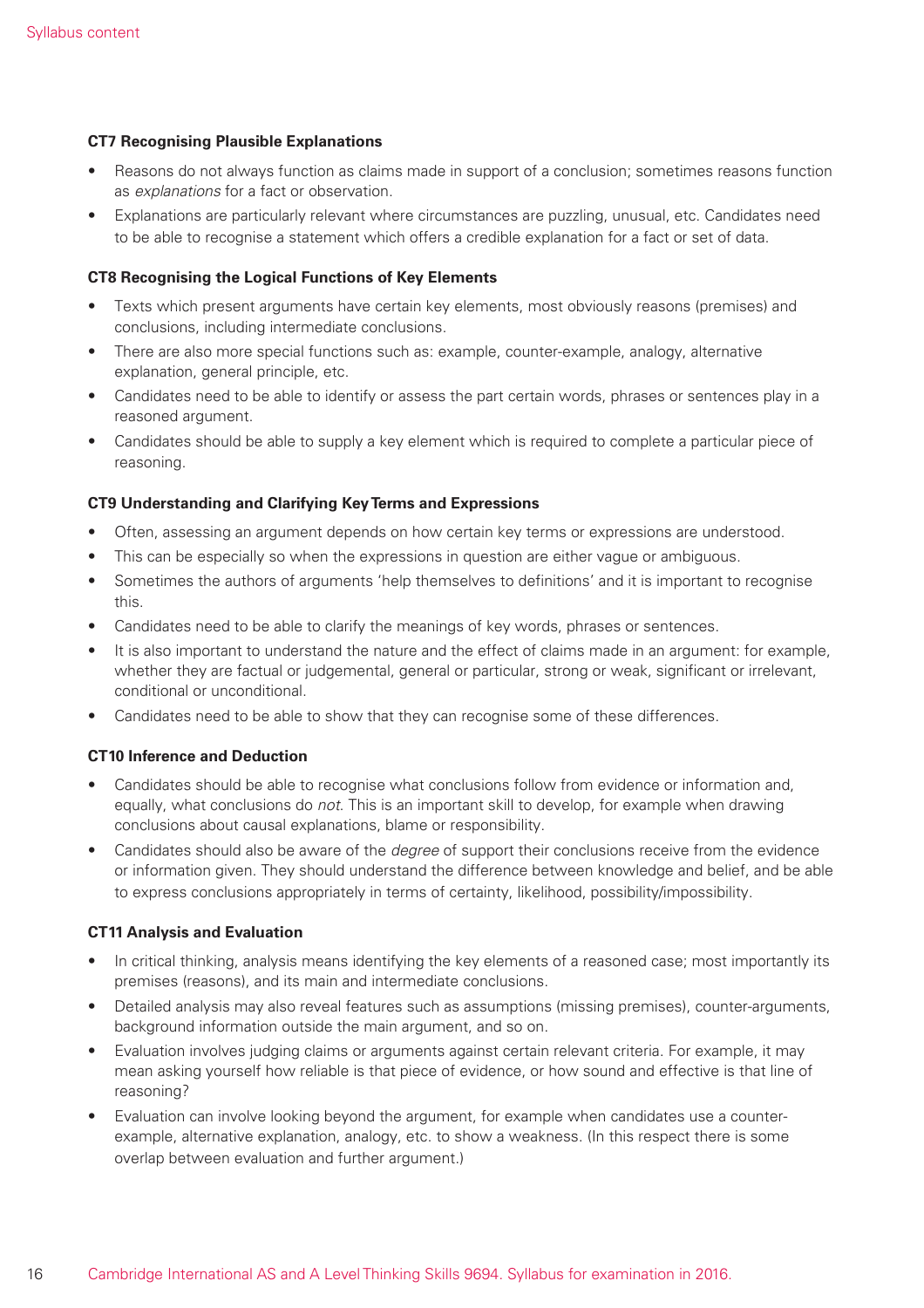#### CT7 Recognising Plausible Explanations

- Reasons do not always function as claims made in support of a conclusion; sometimes reasons function as *explanations* for a fact or observation.
- Explanations are particularly relevant where circumstances are puzzling, unusual, etc. Candidates need to be able to recognise a statement which offers a credible explanation for a fact or set of data.

#### CT8 Recognising the Logical Functions of Key Elements

- Texts which present arguments have certain key elements, most obviously reasons (premises) and conclusions, including intermediate conclusions.
- There are also more special functions such as: example, counter-example, analogy, alternative explanation, general principle, etc.
- Candidates need to be able to identify or assess the part certain words, phrases or sentences play in a reasoned argument.
- Candidates should be able to supply a key element which is required to complete a particular piece of reasoning.

#### CT9 Understanding and Clarifying Key Terms and Expressions

- Often, assessing an argument depends on how certain key terms or expressions are understood.
- This can be especially so when the expressions in question are either vague or ambiguous.
- Sometimes the authors of arguments 'help themselves to definitions' and it is important to recognise this.
- Candidates need to be able to clarify the meanings of key words, phrases or sentences.
- It is also important to understand the nature and the effect of claims made in an argument: for example, whether they are factual or judgemental, general or particular, strong or weak, significant or irrelevant, conditional or unconditional.
- Candidates need to be able to show that they can recognise some of these differences.

#### CT10 Inference and Deduction

- Candidates should be able to recognise what conclusions follow from evidence or information and, equally, what conclusions do *not*. This is an important skill to develop, for example when drawing conclusions about causal explanations, blame or responsibility.
- Candidates should also be aware of the *degree* of support their conclusions receive from the evidence or information given. They should understand the difference between knowledge and belief, and be able to express conclusions appropriately in terms of certainty, likelihood, possibility/impossibility.

#### CT11 Analysis and Evaluation

- In critical thinking, analysis means identifying the key elements of a reasoned case; most importantly its premises (reasons), and its main and intermediate conclusions.
- Detailed analysis may also reveal features such as assumptions (missing premises), counter-arguments, background information outside the main argument, and so on.
- Evaluation involves judging claims or arguments against certain relevant criteria. For example, it may mean asking yourself how reliable is that piece of evidence, or how sound and effective is that line of reasoning?
- Evaluation can involve looking beyond the argument, for example when candidates use a counter-example, alternative explanation, analogy, etc. to show a weakness. (In this respect there is some overlap between evaluation and further argument.)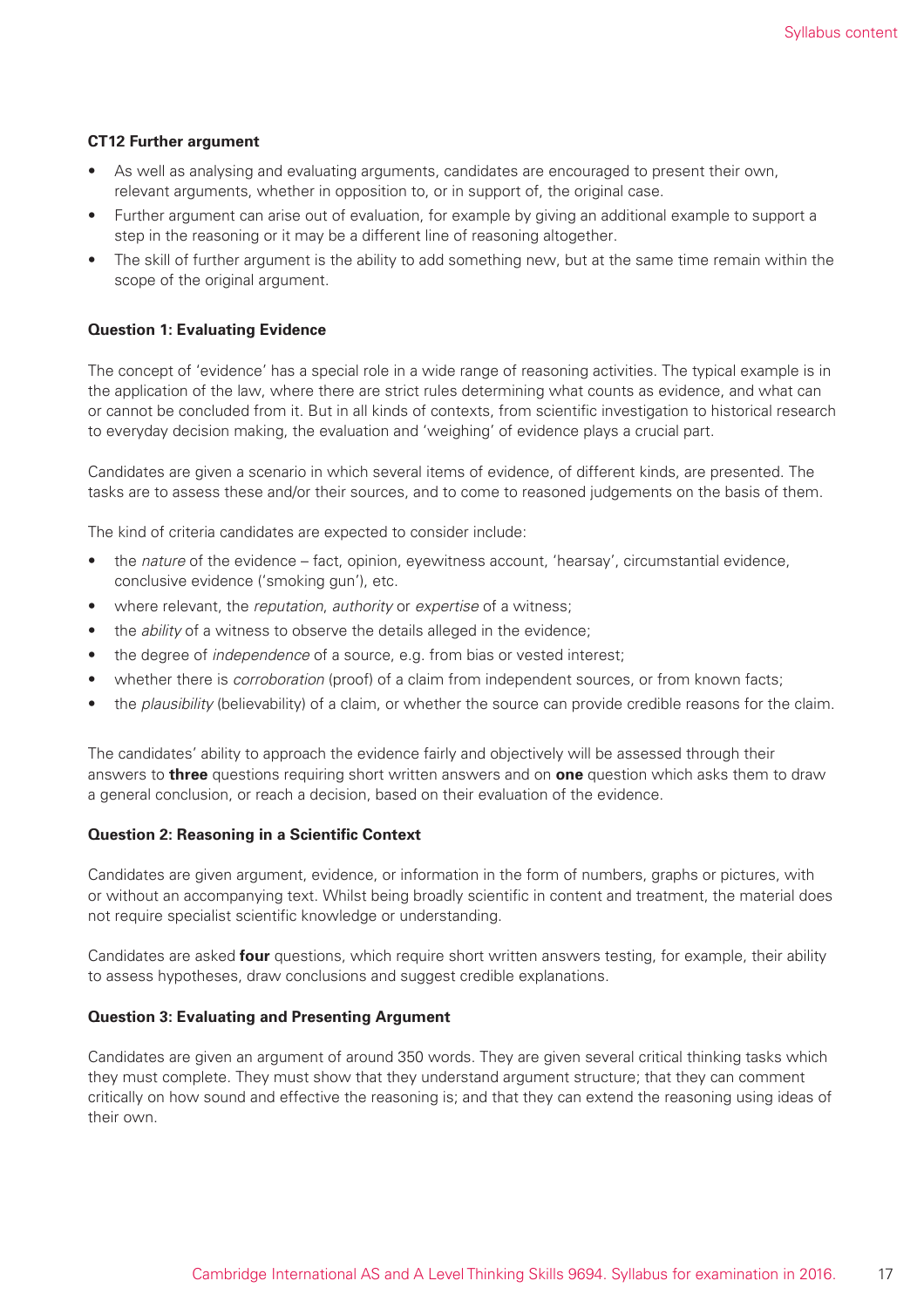### CT12 Further argument

- As well as analysing and evaluating arguments, candidates are encouraged to present their own, relevant arguments, whether in opposition to, or in support of, the original case.
- Further argument can arise out of evaluation, for example by giving an additional example to support a step in the reasoning or it may be a different line of reasoning altogether.
- The skill of further argument is the ability to add something new, but at the same time remain within the scope of the original argument.

### Question 1: Evaluating Evidence

The concept of 'evidence' has a special role in a wide range of reasoning activities. The typical example is in the application of the law, where there are strict rules determining what counts as evidence, and what can or cannot be concluded from it. But in all kinds of contexts, from scientific investigation to historical research to everyday decision making, the evaluation and 'weighing' of evidence plays a crucial part.

Candidates are given a scenario in which several items of evidence, of different kinds, are presented. The tasks are to assess these and/or their sources, and to come to reasoned judgements on the basis of them.

The kind of criteria candidates are expected to consider include:

- the *nature* of the evidence – fact, opinion, eyewitness account, 'hearsay', circumstantial evidence, conclusive evidence ('smoking gun'), etc.
- where relevant, the *reputation*, *authority* or *expertise* of a witness;
- the *ability* of a witness to observe the details alleged in the evidence;
- the degree of *independence* of a source, e.g. from bias or vested interest;
- whether there is *corroboration* (proof) of a claim from independent sources, or from known facts;
- the *plausibility* (believability) of a claim, or whether the source can provide credible reasons for the claim.

The candidates' ability to approach the evidence fairly and objectively will be assessed through their answers to **three** questions requiring short written answers and on **one** question which asks them to draw a general conclusion, or reach a decision, based on their evaluation of the evidence.

### Question 2: Reasoning in a Scientific Context

Candidates are given argument, evidence, or information in the form of numbers, graphs or pictures, with or without an accompanying text. Whilst being broadly scientific in content and treatment, the material does not require specialist scientific knowledge or understanding.

Candidates are asked **four** questions, which require short written answers testing, for example, their ability to assess hypotheses, draw conclusions and suggest credible explanations.

### Question 3: Evaluating and Presenting Argument

Candidates are given an argument of around 350 words. They are given several critical thinking tasks which they must complete. They must show that they understand argument structure; that they can comment critically on how sound and effective the reasoning is; and that they can extend the reasoning using ideas of their own.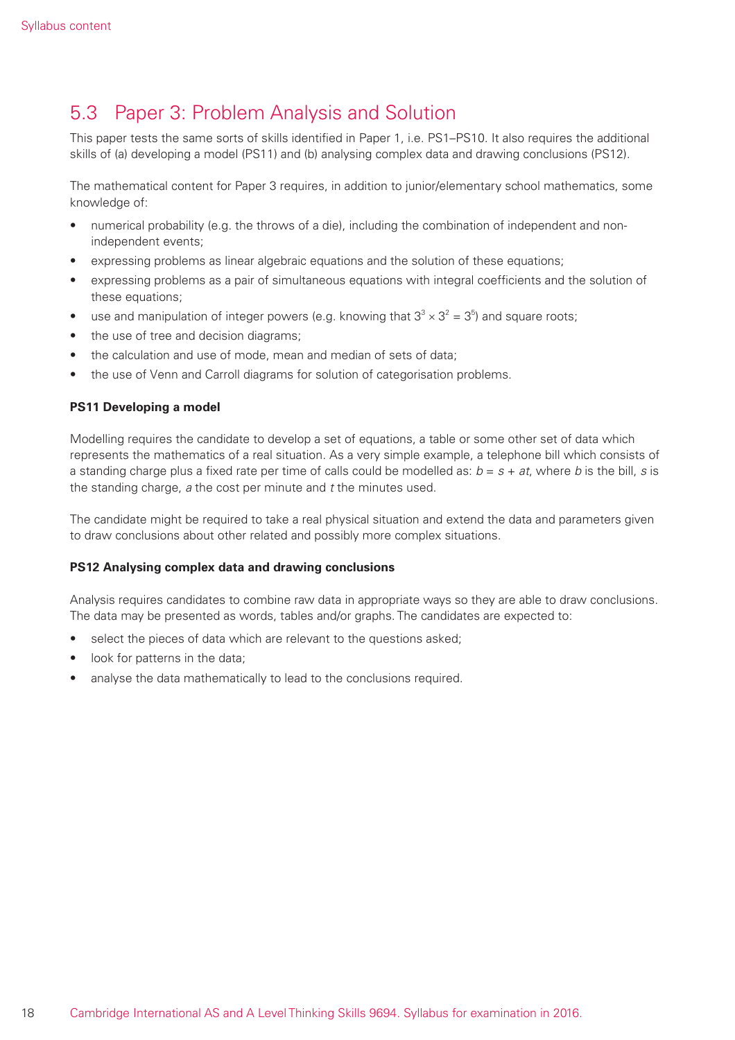## 5.3 Paper 3: Problem Analysis and Solution

This paper tests the same sorts of skills identified in Paper 1, i.e. PS1–PS10. It also requires the additional skills of (a) developing a model (PS11) and (b) analysing complex data and drawing conclusions (PS12).

The mathematical content for Paper 3 requires, in addition to junior/elementary school mathematics, some knowledge of:

- numerical probability (e.g. the throws of a die), including the combination of independent and non-independent events;
- expressing problems as linear algebraic equations and the solution of these equations;
- expressing problems as a pair of simultaneous equations with integral coefficients and the solution of these equations;
- use and manipulation of integer powers (e.g. knowing that $3^3 \times 3^2 = 3^5$) and square roots;
- the use of tree and decision diagrams;
- the calculation and use of mode, mean and median of sets of data;
- the use of Venn and Carroll diagrams for solution of categorisation problems.

**PS11 Developing a model**

Modelling requires the candidate to develop a set of equations, a table or some other set of data which represents the mathematics of a real situation. As a very simple example, a telephone bill which consists of a standing charge plus a fixed rate per time of calls could be modelled as: $b = s + at$, where $b$ is the bill, $s$ is the standing charge, $a$ the cost per minute and $t$ the minutes used.

The candidate might be required to take a real physical situation and extend the data and parameters given to draw conclusions about other related and possibly more complex situations.

**PS12 Analysing complex data and drawing conclusions**

Analysis requires candidates to combine raw data in appropriate ways so they are able to draw conclusions. The data may be presented as words, tables and/or graphs. The candidates are expected to:

- select the pieces of data which are relevant to the questions asked;
- look for patterns in the data;
- analyse the data mathematically to lead to the conclusions required.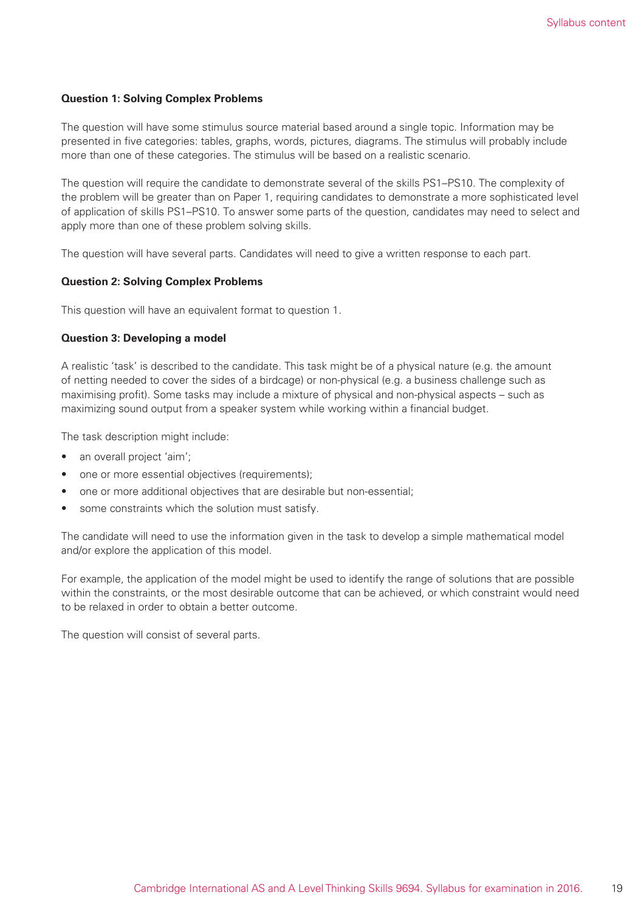**Question 1: Solving Complex Problems**

The question will have some stimulus source material based around a single topic. Information may be presented in five categories: tables, graphs, words, pictures, diagrams. The stimulus will probably include more than one of these categories. The stimulus will be based on a realistic scenario.

The question will require the candidate to demonstrate several of the skills PS1–PS10. The complexity of the problem will be greater than on Paper 1, requiring candidates to demonstrate a more sophisticated level of application of skills PS1–PS10. To answer some parts of the question, candidates may need to select and apply more than one of these problem solving skills.

The question will have several parts. Candidates will need to give a written response to each part.

**Question 2: Solving Complex Problems**

This question will have an equivalent format to question 1.

**Question 3: Developing a model**

A realistic 'task' is described to the candidate. This task might be of a physical nature (e.g. the amount of netting needed to cover the sides of a birdcage) or non-physical (e.g. a business challenge such as maximising profit). Some tasks may include a mixture of physical and non-physical aspects – such as maximizing sound output from a speaker system while working within a financial budget.

The task description might include:

- an overall project 'aim';
- one or more essential objectives (requirements);
- one or more additional objectives that are desirable but non-essential;
- some constraints which the solution must satisfy.

The candidate will need to use the information given in the task to develop a simple mathematical model and/or explore the application of this model.

For example, the application of the model might be used to identify the range of solutions that are possible within the constraints, or the most desirable outcome that can be achieved, or which constraint would need to be relaxed in order to obtain a better outcome.

The question will consist of several parts.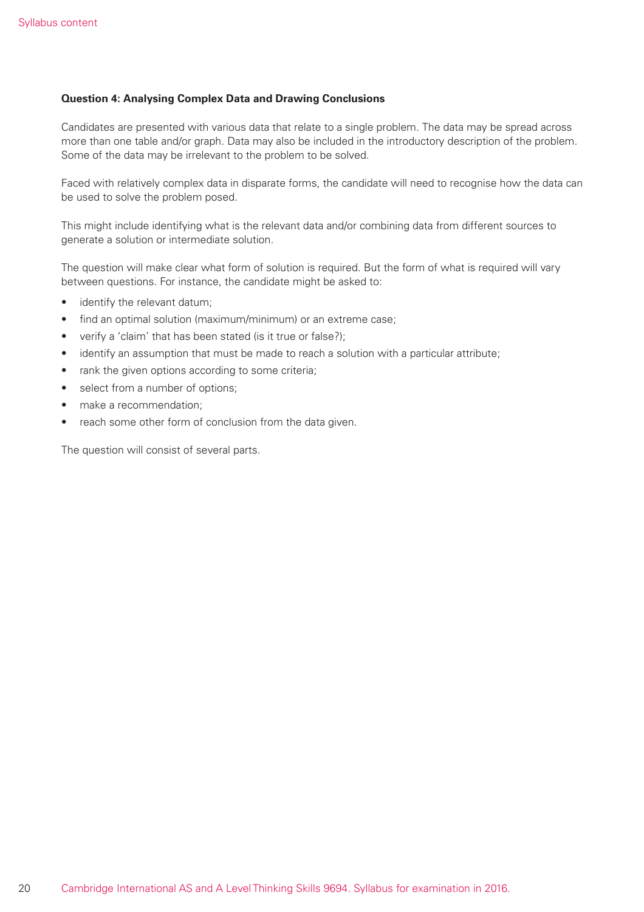**Question 4: Analysing Complex Data and Drawing Conclusions**

Candidates are presented with various data that relate to a single problem. The data may be spread across more than one table and/or graph. Data may also be included in the introductory description of the problem. Some of the data may be irrelevant to the problem to be solved.

Faced with relatively complex data in disparate forms, the candidate will need to recognise how the data can be used to solve the problem posed.

This might include identifying what is the relevant data and/or combining data from different sources to generate a solution or intermediate solution.

The question will make clear what form of solution is required. But the form of what is required will vary between questions. For instance, the candidate might be asked to:

- identify the relevant datum;
- find an optimal solution (maximum/minimum) or an extreme case;
- verify a 'claim' that has been stated (is it true or false?);
- identify an assumption that must be made to reach a solution with a particular attribute;
- rank the given options according to some criteria;
- select from a number of options;
- make a recommendation;
- reach some other form of conclusion from the data given.

The question will consist of several parts.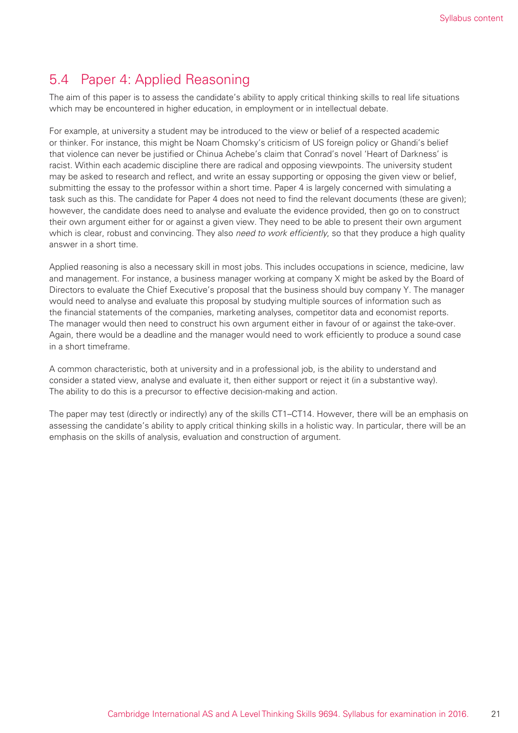## 5.4 Paper 4: Applied Reasoning

The aim of this paper is to assess the candidate's ability to apply critical thinking skills to real life situations which may be encountered in higher education, in employment or in intellectual debate.

For example, at university a student may be introduced to the view or belief of a respected academic or thinker. For instance, this might be Noam Chomsky's criticism of US foreign policy or Ghandi's belief that violence can never be justified or Chinua Achebe's claim that Conrad's novel 'Heart of Darkness' is racist. Within each academic discipline there are radical and opposing viewpoints. The university student may be asked to research and reflect, and write an essay supporting or opposing the given view or belief, submitting the essay to the professor within a short time. Paper 4 is largely concerned with simulating a task such as this. The candidate for Paper 4 does not need to find the relevant documents (these are given); however, the candidate does need to analyse and evaluate the evidence provided, then go on to construct their own argument either for or against a given view. They need to be able to present their own argument which is clear, robust and convincing. They also *need to work efficiently*, so that they produce a high quality answer in a short time.

Applied reasoning is also a necessary skill in most jobs. This includes occupations in science, medicine, law and management. For instance, a business manager working at company X might be asked by the Board of Directors to evaluate the Chief Executive's proposal that the business should buy company Y. The manager would need to analyse and evaluate this proposal by studying multiple sources of information such as the financial statements of the companies, marketing analyses, competitor data and economist reports. The manager would then need to construct his own argument either in favour of or against the take-over. Again, there would be a deadline and the manager would need to work efficiently to produce a sound case in a short timeframe.

A common characteristic, both at university and in a professional job, is the ability to understand and consider a stated view, analyse and evaluate it, then either support or reject it (in a substantive way). The ability to do this is a precursor to effective decision-making and action.

The paper may test (directly or indirectly) any of the skills CT1–CT14. However, there will be an emphasis on assessing the candidate's ability to apply critical thinking skills in a holistic way. In particular, there will be an emphasis on the skills of analysis, evaluation and construction of argument.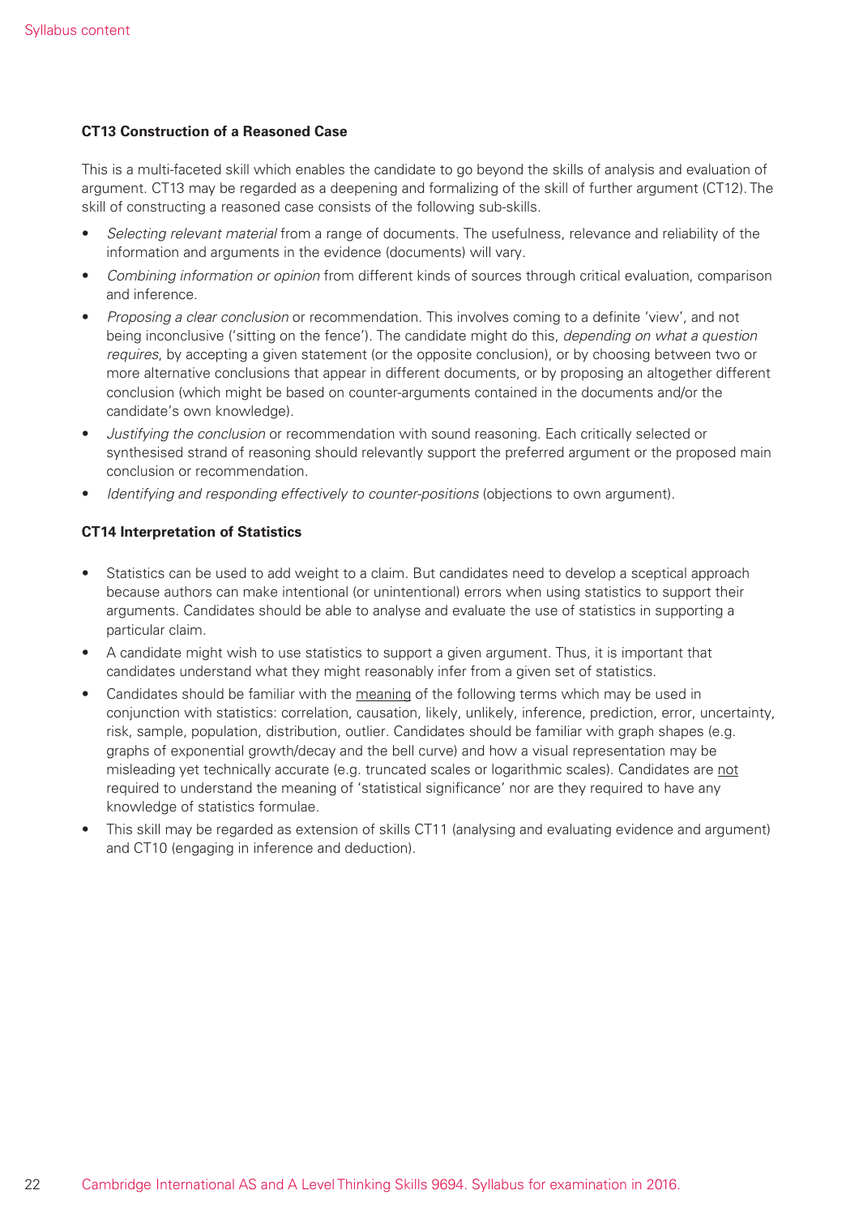### CT13 Construction of a Reasoned Case

This is a multi-faceted skill which enables the candidate to go beyond the skills of analysis and evaluation of argument. CT13 may be regarded as a deepening and formalizing of the skill of further argument (CT12). The skill of constructing a reasoned case consists of the following sub-skills.

- *Selecting relevant material* from a range of documents. The usefulness, relevance and reliability of the information and arguments in the evidence (documents) will vary.
- *Combining information or opinion* from different kinds of sources through critical evaluation, comparison and inference.
- *Proposing a clear conclusion* or recommendation. This involves coming to a definite 'view', and not being inconclusive ('sitting on the fence'). The candidate might do this, *depending on what a question requires*, by accepting a given statement (or the opposite conclusion), or by choosing between two or more alternative conclusions that appear in different documents, or by proposing an altogether different conclusion (which might be based on counter-arguments contained in the documents and/or the candidate's own knowledge).
- *Justifying the conclusion* or recommendation with sound reasoning. Each critically selected or synthesised strand of reasoning should relevantly support the preferred argument or the proposed main conclusion or recommendation.
- *Identifying and responding effectively to counter-positions* (objections to own argument).

### CT14 Interpretation of Statistics

- Statistics can be used to add weight to a claim. But candidates need to develop a sceptical approach because authors can make intentional (or unintentional) errors when using statistics to support their arguments. Candidates should be able to analyse and evaluate the use of statistics in supporting a particular claim.
- A candidate might wish to use statistics to support a given argument. Thus, it is important that candidates understand what they might reasonably infer from a given set of statistics.
- Candidates should be familiar with the meaning of the following terms which may be used in conjunction with statistics: correlation, causation, likely, unlikely, inference, prediction, error, uncertainty, risk, sample, population, distribution, outlier. Candidates should be familiar with graph shapes (e.g. graphs of exponential growth/decay and the bell curve) and how a visual representation may be misleading yet technically accurate (e.g. truncated scales or logarithmic scales). Candidates are not required to understand the meaning of 'statistical significance' nor are they required to have any knowledge of statistics formulae.
- This skill may be regarded as extension of skills CT11 (analysing and evaluating evidence and argument) and CT10 (engaging in inference and deduction).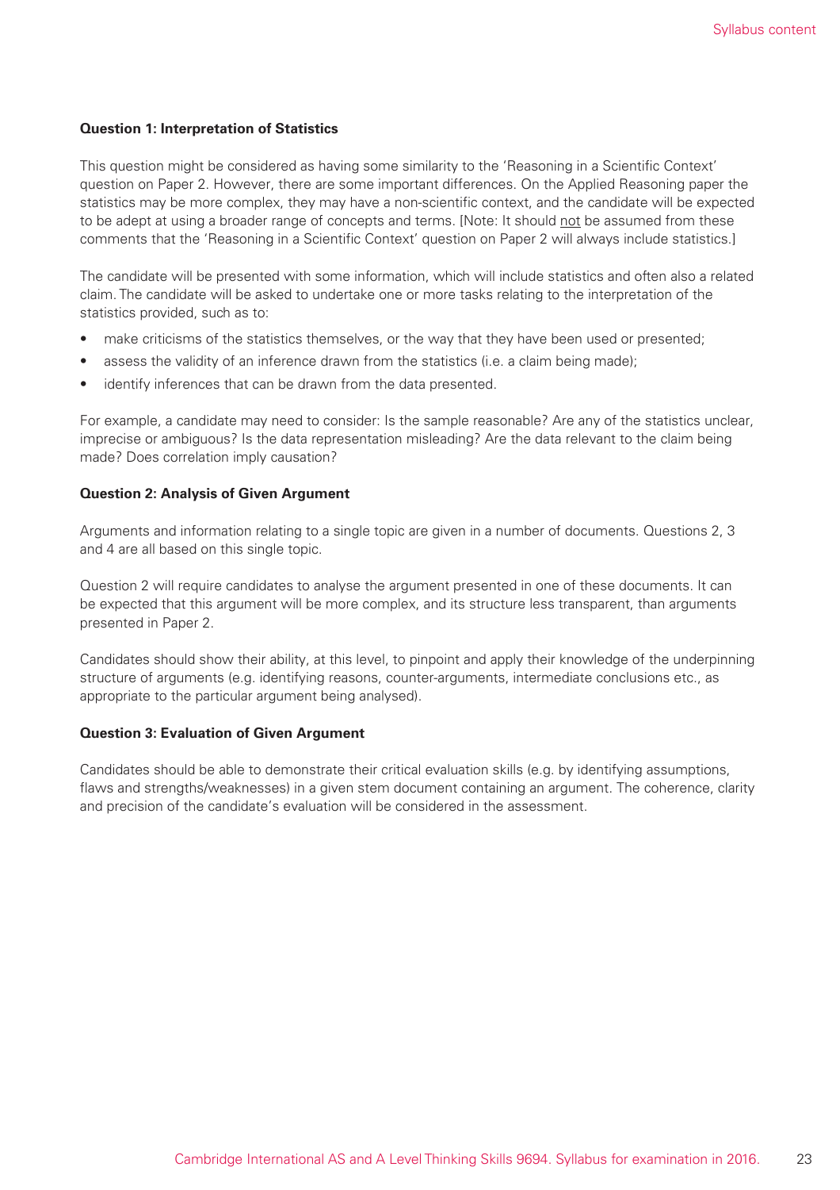**Question 1: Interpretation of Statistics**

This question might be considered as having some similarity to the 'Reasoning in a Scientific Context' question on Paper 2. However, there are some important differences. On the Applied Reasoning paper the statistics may be more complex, they may have a non-scientific context, and the candidate will be expected to be adept at using a broader range of concepts and terms. [Note: It should not be assumed from these comments that the 'Reasoning in a Scientific Context' question on Paper 2 will always include statistics.]

The candidate will be presented with some information, which will include statistics and often also a related claim. The candidate will be asked to undertake one or more tasks relating to the interpretation of the statistics provided, such as to:

- make criticisms of the statistics themselves, or the way that they have been used or presented;
- assess the validity of an inference drawn from the statistics (i.e. a claim being made);
- identify inferences that can be drawn from the data presented.

For example, a candidate may need to consider: Is the sample reasonable? Are any of the statistics unclear, imprecise or ambiguous? Is the data representation misleading? Are the data relevant to the claim being made? Does correlation imply causation?

**Question 2: Analysis of Given Argument**

Arguments and information relating to a single topic are given in a number of documents. Questions 2, 3 and 4 are all based on this single topic.

Question 2 will require candidates to analyse the argument presented in one of these documents. It can be expected that this argument will be more complex, and its structure less transparent, than arguments presented in Paper 2.

Candidates should show their ability, at this level, to pinpoint and apply their knowledge of the underpinning structure of arguments (e.g. identifying reasons, counter-arguments, intermediate conclusions etc., as appropriate to the particular argument being analysed).

**Question 3: Evaluation of Given Argument**

Candidates should be able to demonstrate their critical evaluation skills (e.g. by identifying assumptions, flaws and strengths/weaknesses) in a given stem document containing an argument. The coherence, clarity and precision of the candidate's evaluation will be considered in the assessment.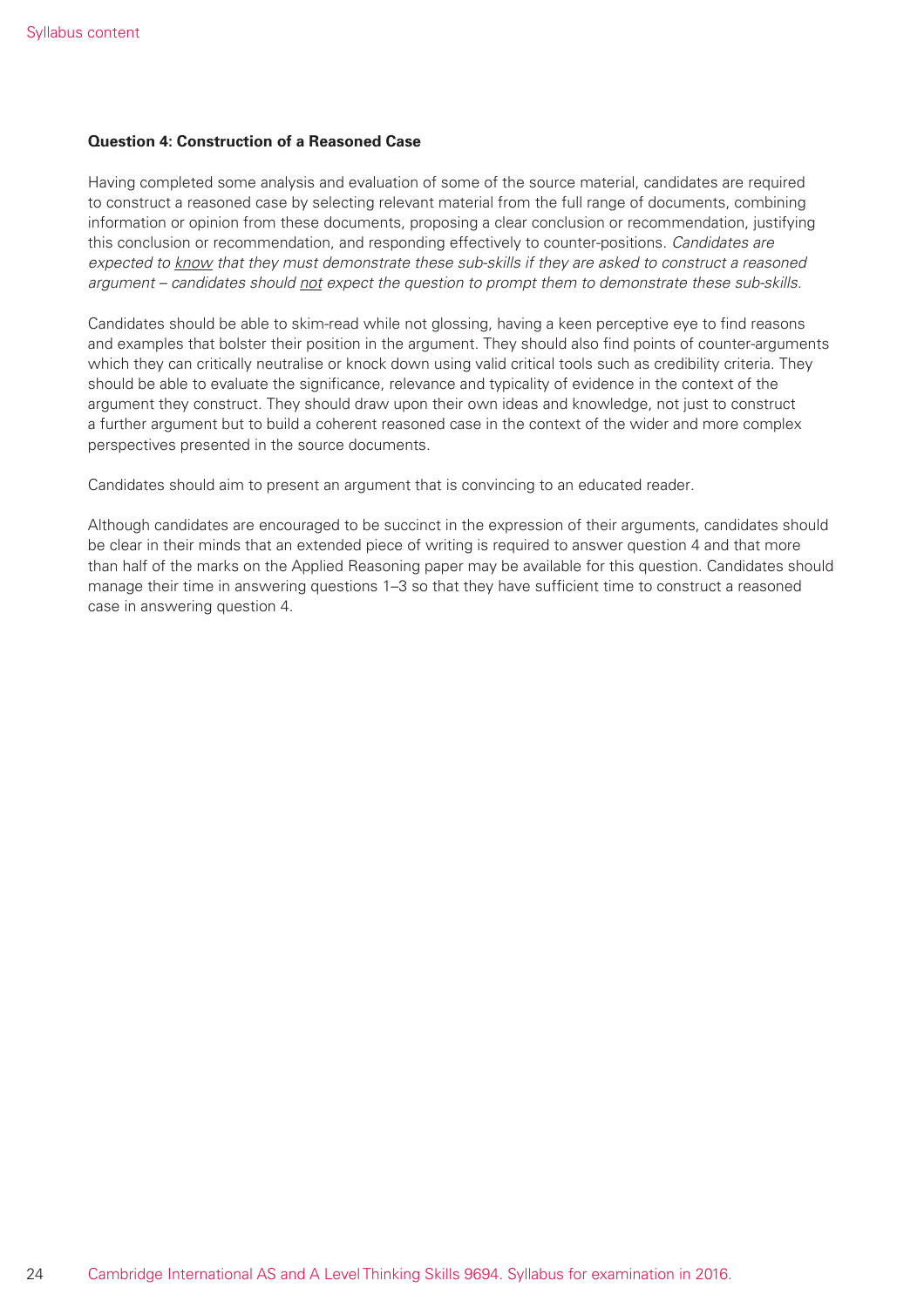**Question 4: Construction of a Reasoned Case**

Having completed some analysis and evaluation of some of the source material, candidates are required to construct a reasoned case by selecting relevant material from the full range of documents, combining information or opinion from these documents, proposing a clear conclusion or recommendation, justifying this conclusion or recommendation, and responding effectively to counter-positions. *Candidates are expected to <u>know</u> that they must demonstrate these sub-skills if they are asked to construct a reasoned argument – candidates should <u>not</u> expect the question to prompt them to demonstrate these sub-skills.*

Candidates should be able to skim-read while not glossing, having a keen perceptive eye to find reasons and examples that bolster their position in the argument. They should also find points of counter-arguments which they can critically neutralise or knock down using valid critical tools such as credibility criteria. They should be able to evaluate the significance, relevance and typicality of evidence in the context of the argument they construct. They should draw upon their own ideas and knowledge, not just to construct a further argument but to build a coherent reasoned case in the context of the wider and more complex perspectives presented in the source documents.

Candidates should aim to present an argument that is convincing to an educated reader.

Although candidates are encouraged to be succinct in the expression of their arguments, candidates should be clear in their minds that an extended piece of writing is required to answer question 4 and that more than half of the marks on the Applied Reasoning paper may be available for this question. Candidates should manage their time in answering questions 1–3 so that they have sufficient time to construct a reasoned case in answering question 4.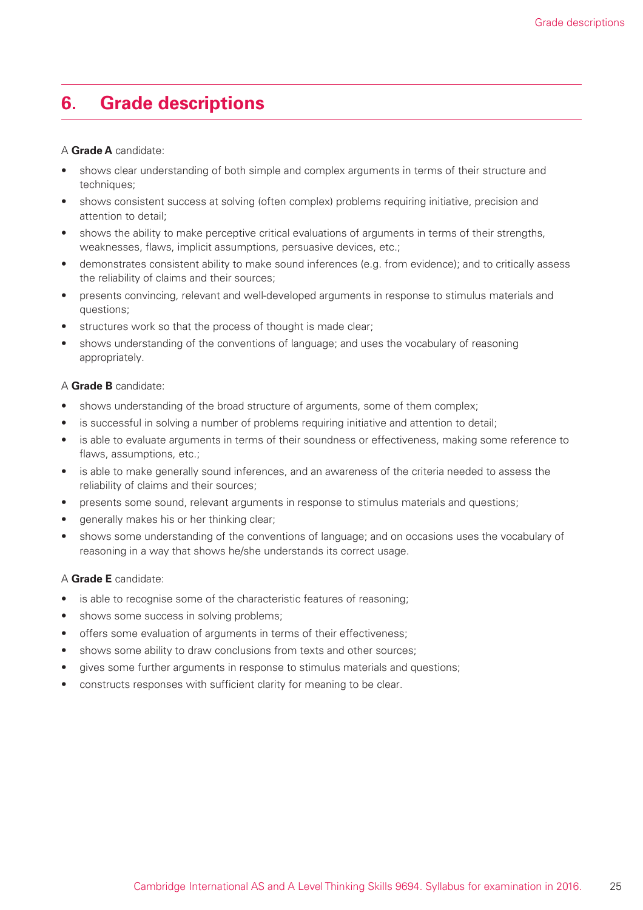# 6. Grade descriptions

A **Grade A** candidate:

- shows clear understanding of both simple and complex arguments in terms of their structure and techniques;
- shows consistent success at solving (often complex) problems requiring initiative, precision and attention to detail;
- shows the ability to make perceptive critical evaluations of arguments in terms of their strengths, weaknesses, flaws, implicit assumptions, persuasive devices, etc.;
- demonstrates consistent ability to make sound inferences (e.g. from evidence); and to critically assess the reliability of claims and their sources;
- presents convincing, relevant and well-developed arguments in response to stimulus materials and questions;
- structures work so that the process of thought is made clear;
- shows understanding of the conventions of language; and uses the vocabulary of reasoning appropriately.

A **Grade B** candidate:

- shows understanding of the broad structure of arguments, some of them complex;
- is successful in solving a number of problems requiring initiative and attention to detail;
- is able to evaluate arguments in terms of their soundness or effectiveness, making some reference to flaws, assumptions, etc.;
- is able to make generally sound inferences, and an awareness of the criteria needed to assess the reliability of claims and their sources;
- presents some sound, relevant arguments in response to stimulus materials and questions;
- generally makes his or her thinking clear;
- shows some understanding of the conventions of language; and on occasions uses the vocabulary of reasoning in a way that shows he/she understands its correct usage.

A **Grade E** candidate:

- is able to recognise some of the characteristic features of reasoning;
- shows some success in solving problems;
- offers some evaluation of arguments in terms of their effectiveness;
- shows some ability to draw conclusions from texts and other sources;
- gives some further arguments in response to stimulus materials and questions;
- constructs responses with sufficient clarity for meaning to be clear.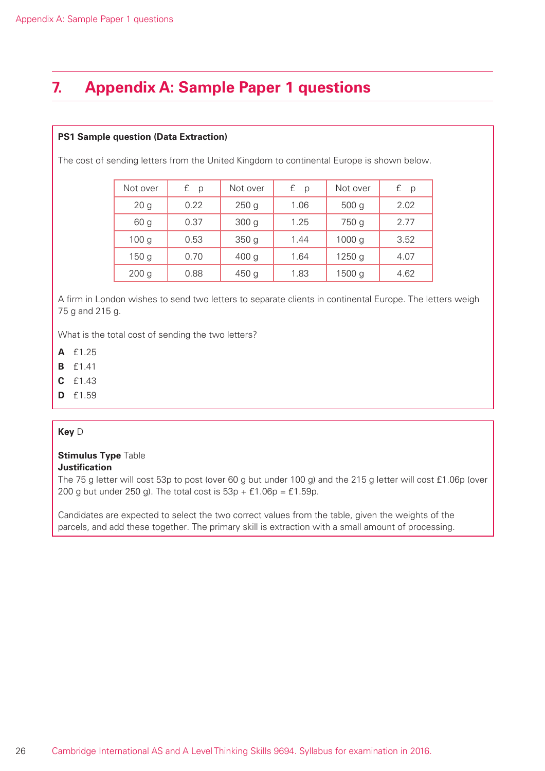# 7. Appendix A: Sample Paper 1 questions

**PS1 Sample question (Data Extraction)**

The cost of sending letters from the United Kingdom to continental Europe is shown below.

| Not over | £ p | Not over | £ p | Not over | £ p |
|---|---|---|---|---|---|
| 20 g | 0.22 | 250 g | 1.06 | 500 g | 2.02 |
| 60 g | 0.37 | 300 g | 1.25 | 750 g | 2.77 |
| 100 g | 0.53 | 350 g | 1.44 | 1000 g | 3.52 |
| 150 g | 0.70 | 400 g | 1.64 | 1250 g | 4.07 |
| 200 g | 0.88 | 450 g | 1.83 | 1500 g | 4.62 |

A firm in London wishes to send two letters to separate clients in continental Europe. The letters weigh 75 g and 215 g.

What is the total cost of sending the two letters?

**A** £1.25

**B** £1.41

**C** £1.43

**D** £1.59

**Key** D

**Stimulus Type** Table

**Justification**

The 75 g letter will cost 53p to post (over 60 g but under 100 g) and the 215 g letter will cost £1.06p (over 200 g but under 250 g). The total cost is 53p + £1.06p = £1.59p.

Candidates are expected to select the two correct values from the table, given the weights of the parcels, and add these together. The primary skill is extraction with a small amount of processing.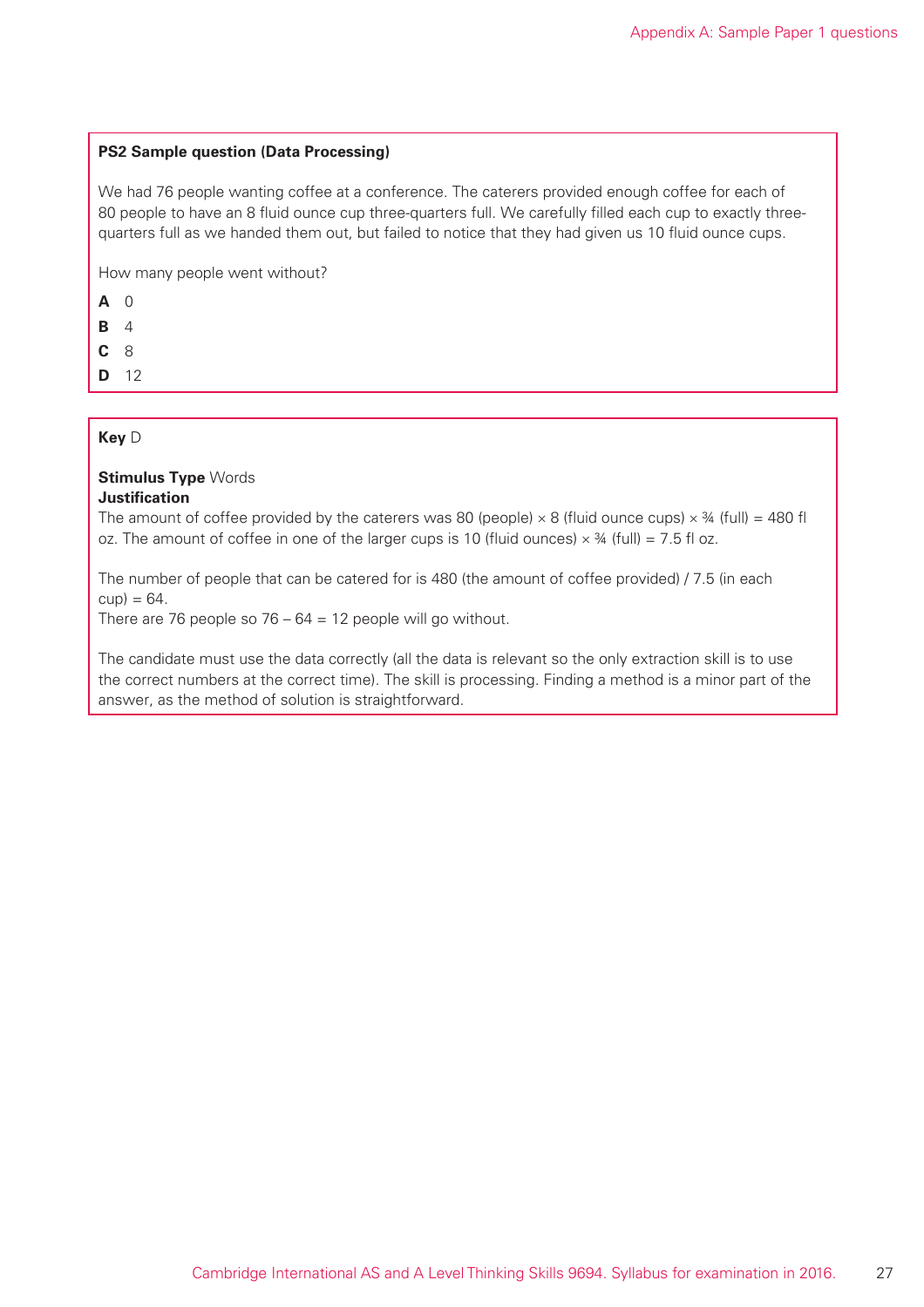**PS2 Sample question (Data Processing)**

We had 76 people wanting coffee at a conference. The caterers provided enough coffee for each of 80 people to have an 8 fluid ounce cup three-quarters full. We carefully filled each cup to exactly three-quarters full as we handed them out, but failed to notice that they had given us 10 fluid ounce cups.

How many people went without?

**A** 0

**B** 4

**C** 8

**D** 12

**Key** D

**Stimulus Type** Words

**Justification**

The amount of coffee provided by the caterers was 80 (people) × 8 (fluid ounce cups) × ¾ (full) = 480 fl oz. The amount of coffee in one of the larger cups is 10 (fluid ounces) × ¾ (full) = 7.5 fl oz.

The number of people that can be catered for is 480 (the amount of coffee provided) / 7.5 (in each cup) = 64.

There are 76 people so 76 – 64 = 12 people will go without.

The candidate must use the data correctly (all the data is relevant so the only extraction skill is to use the correct numbers at the correct time). The skill is processing. Finding a method is a minor part of the answer, as the method of solution is straightforward.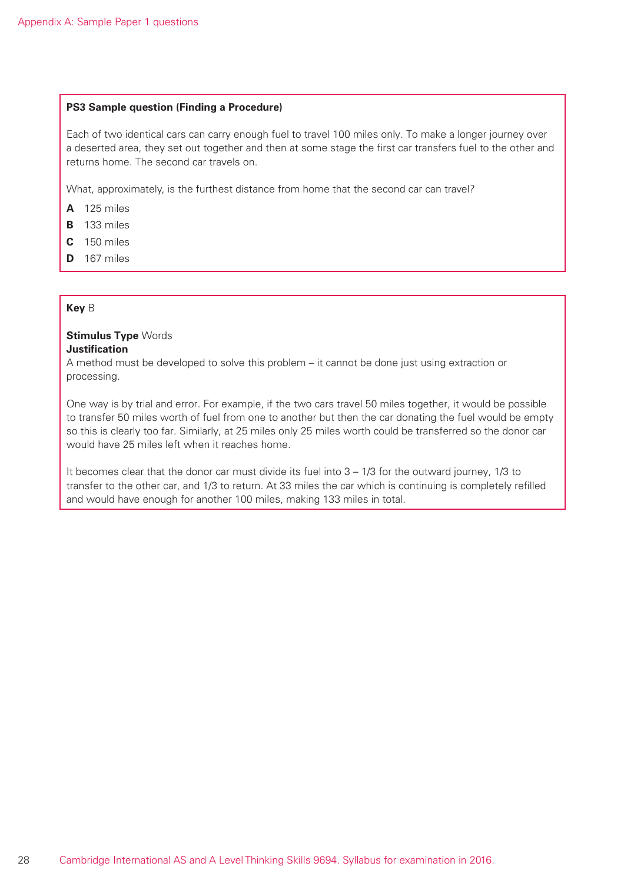**PS3 Sample question (Finding a Procedure)**

Each of two identical cars can carry enough fuel to travel 100 miles only. To make a longer journey over a deserted area, they set out together and then at some stage the first car transfers fuel to the other and returns home. The second car travels on.

What, approximately, is the furthest distance from home that the second car can travel?

**A** 125 miles

**B** 133 miles

**C** 150 miles

**D** 167 miles

**Key** B

**Stimulus Type** Words

**Justification**

A method must be developed to solve this problem – it cannot be done just using extraction or processing.

One way is by trial and error. For example, if the two cars travel 50 miles together, it would be possible to transfer 50 miles worth of fuel from one to another but then the car donating the fuel would be empty so this is clearly too far. Similarly, at 25 miles only 25 miles worth could be transferred so the donor car would have 25 miles left when it reaches home.

It becomes clear that the donor car must divide its fuel into 3 – 1/3 for the outward journey, 1/3 to transfer to the other car, and 1/3 to return. At 33 miles the car which is continuing is completely refilled and would have enough for another 100 miles, making 133 miles in total.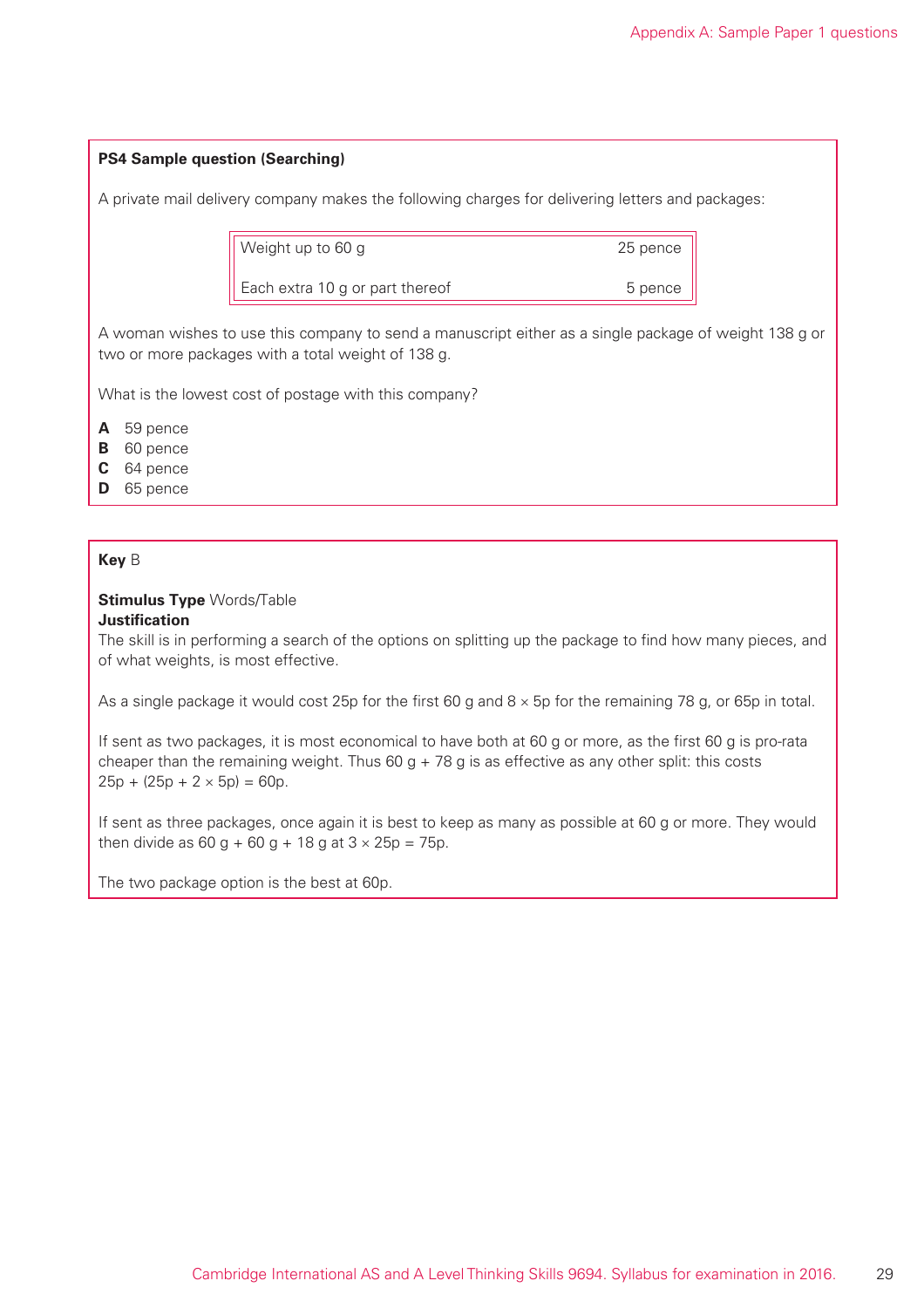**PS4 Sample question (Searching)**

A private mail delivery company makes the following charges for delivering letters and packages:

| | |
|---|---|
| Weight up to 60 g | 25 pence |
| Each extra 10 g or part thereof | 5 pence |

A woman wishes to use this company to send a manuscript either as a single package of weight 138 g or two or more packages with a total weight of 138 g.

What is the lowest cost of postage with this company?

**A** 59 pence
**B** 60 pence
**C** 64 pence
**D** 65 pence

**Key** B

**Stimulus Type** Words/Table
**Justification**
The skill is in performing a search of the options on splitting up the package to find how many pieces, and of what weights, is most effective.

As a single package it would cost 25p for the first 60 g and $8 \times 5$p for the remaining 78 g, or 65p in total.

If sent as two packages, it is most economical to have both at 60 g or more, as the first 60 g is pro-rata cheaper than the remaining weight. Thus 60 g + 78 g is as effective as any other split: this costs 25p + (25p + $2 \times 5$p) = 60p.

If sent as three packages, once again it is best to keep as many as possible at 60 g or more. They would then divide as 60 g + 60 g + 18 g at $3 \times 25$p = 75p.

The two package option is the best at 60p.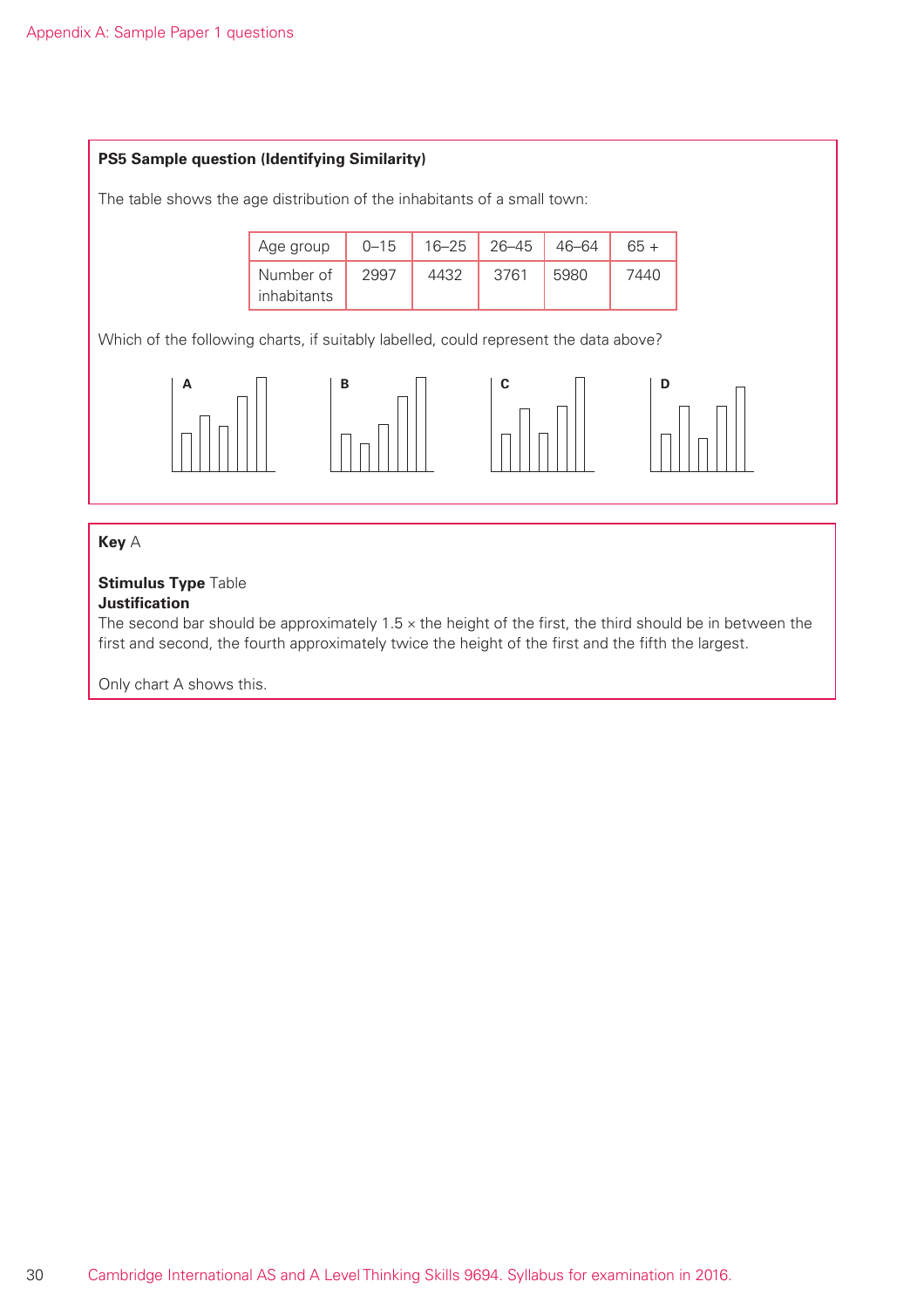**PS5 Sample question (Identifying Similarity)**

The table shows the age distribution of the inhabitants of a small town:

| Age group | 0–15 | 16–25 | 26–45 | 46–64 | 65 + |
|---|---|---|---|---|---|
| Number of inhabitants | 2997 | 4432 | 3761 | 5980 | 7440 |

Which of the following charts, if suitably labelled, could represent the data above?

**A**

**B**

**C**

**D**

**Key** A

**Stimulus Type** Table

**Justification**

The second bar should be approximately 1.5 × the height of the first, the third should be in between the first and second, the fourth approximately twice the height of the first and the fifth the largest.

Only chart A shows this.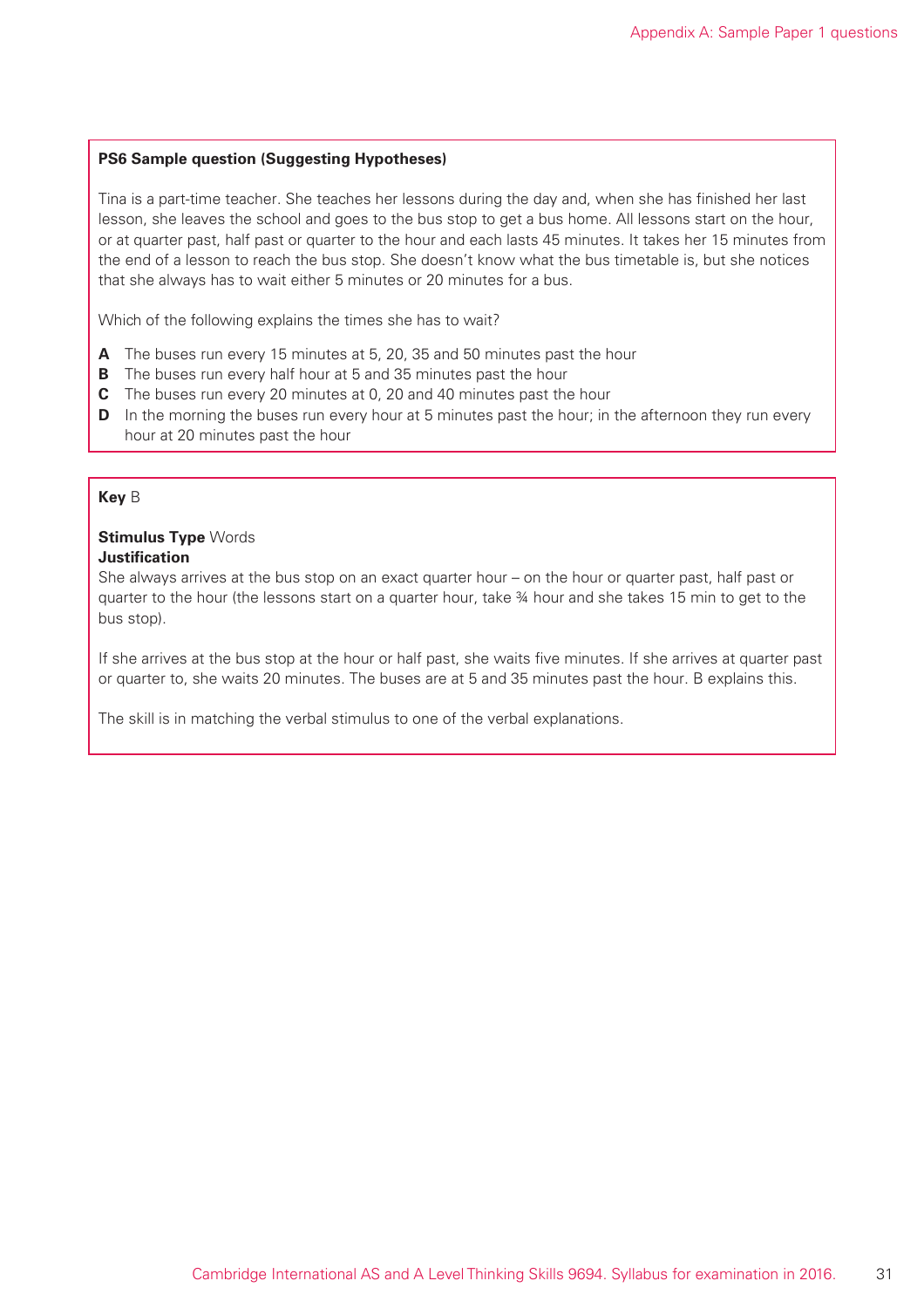**PS6 Sample question (Suggesting Hypotheses)**

Tina is a part-time teacher. She teaches her lessons during the day and, when she has finished her last lesson, she leaves the school and goes to the bus stop to get a bus home. All lessons start on the hour, or at quarter past, half past or quarter to the hour and each lasts 45 minutes. It takes her 15 minutes from the end of a lesson to reach the bus stop. She doesn't know what the bus timetable is, but she notices that she always has to wait either 5 minutes or 20 minutes for a bus.

Which of the following explains the times she has to wait?

**A** The buses run every 15 minutes at 5, 20, 35 and 50 minutes past the hour
**B** The buses run every half hour at 5 and 35 minutes past the hour
**C** The buses run every 20 minutes at 0, 20 and 40 minutes past the hour
**D** In the morning the buses run every hour at 5 minutes past the hour; in the afternoon they run every hour at 20 minutes past the hour

**Key** B

**Stimulus Type** Words
**Justification**
She always arrives at the bus stop on an exact quarter hour – on the hour or quarter past, half past or quarter to the hour (the lessons start on a quarter hour, take ¾ hour and she takes 15 min to get to the bus stop).

If she arrives at the bus stop at the hour or half past, she waits five minutes. If she arrives at quarter past or quarter to, she waits 20 minutes. The buses are at 5 and 35 minutes past the hour. B explains this.

The skill is in matching the verbal stimulus to one of the verbal explanations.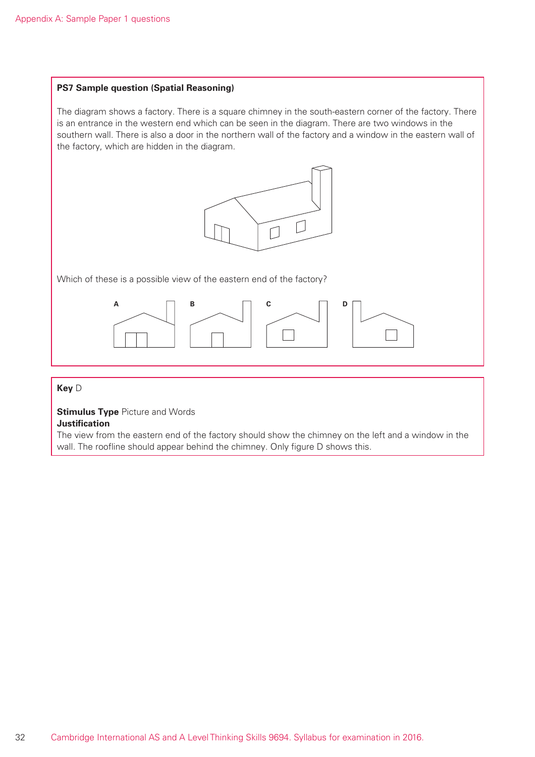**PS7 Sample question (Spatial Reasoning)**

The diagram shows a factory. There is a square chimney in the south-eastern corner of the factory. There is an entrance in the western end which can be seen in the diagram. There are two windows in the southern wall. There is also a door in the northern wall of the factory and a window in the eastern wall of the factory, which are hidden in the diagram.

Which of these is a possible view of the eastern end of the factory?

A

B

C

D

**Key** D

**Stimulus Type** Picture and Words

**Justification**

The view from the eastern end of the factory should show the chimney on the left and a window in the wall. The roofline should appear behind the chimney. Only figure D shows this.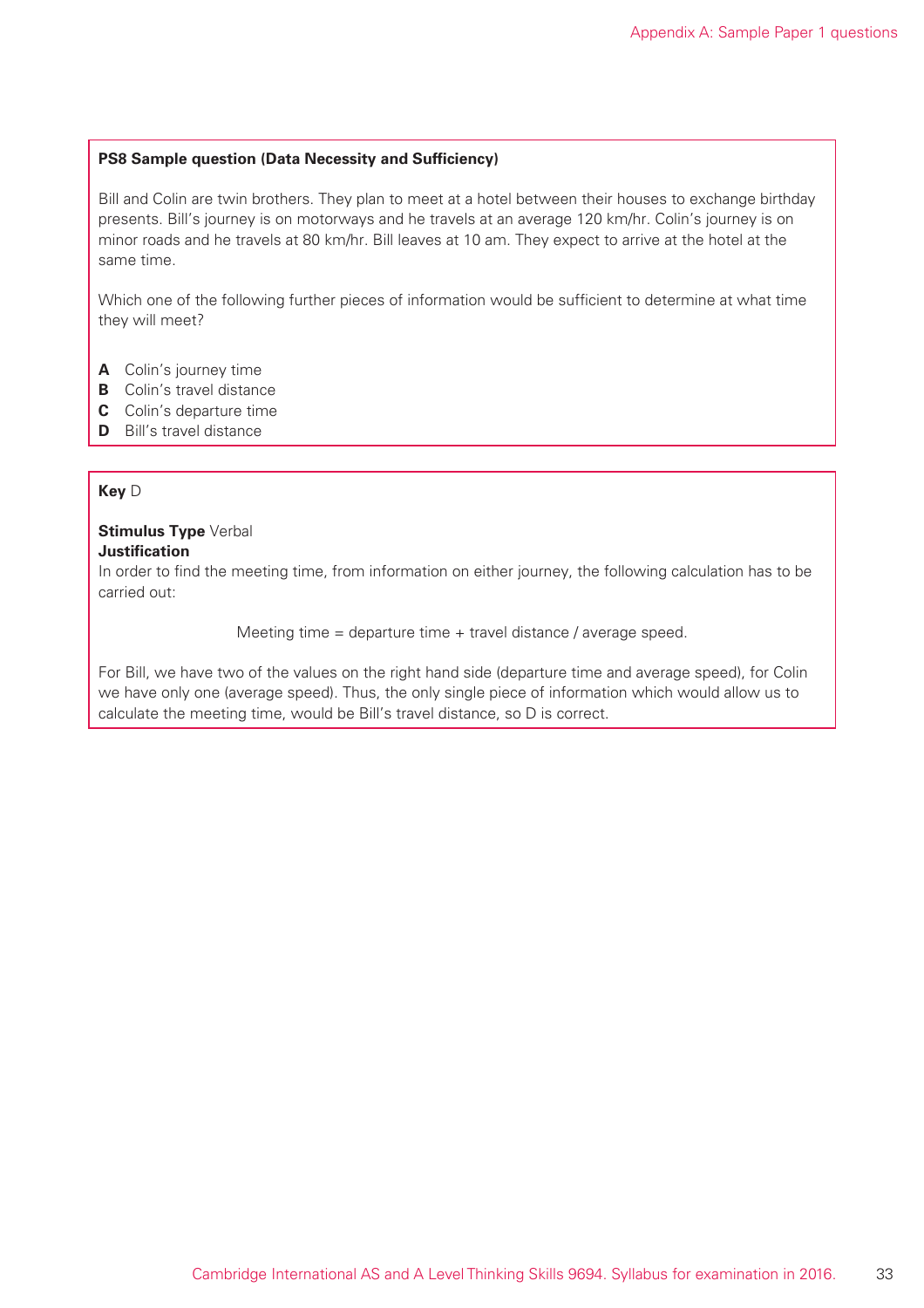**PS8 Sample question (Data Necessity and Sufficiency)**

Bill and Colin are twin brothers. They plan to meet at a hotel between their houses to exchange birthday presents. Bill's journey is on motorways and he travels at an average 120 km/hr. Colin's journey is on minor roads and he travels at 80 km/hr. Bill leaves at 10 am. They expect to arrive at the hotel at the same time.

Which one of the following further pieces of information would be sufficient to determine at what time they will meet?

**A** Colin's journey time
**B** Colin's travel distance
**C** Colin's departure time
**D** Bill's travel distance

**Key** D

**Stimulus Type** Verbal
**Justification**
In order to find the meeting time, from information on either journey, the following calculation has to be carried out:

Meeting time = departure time + travel distance / average speed.

For Bill, we have two of the values on the right hand side (departure time and average speed), for Colin we have only one (average speed). Thus, the only single piece of information which would allow us to calculate the meeting time, would be Bill's travel distance, so D is correct.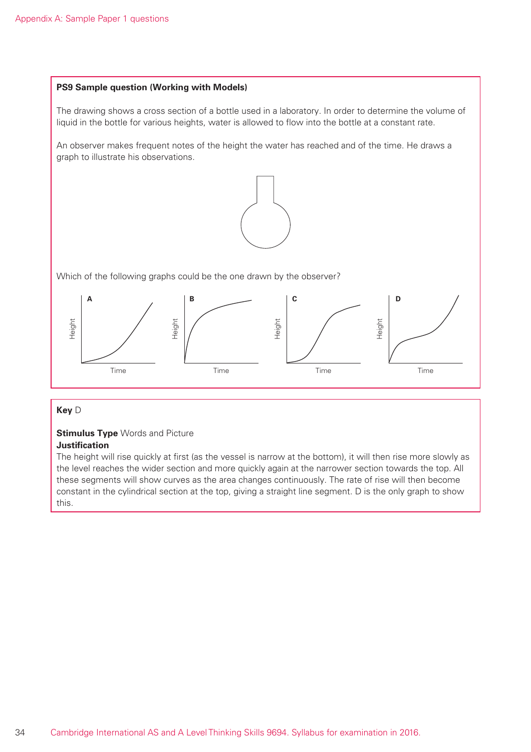**PS9 Sample question (Working with Models)**

The drawing shows a cross section of a bottle used in a laboratory. In order to determine the volume of liquid in the bottle for various heights, water is allowed to flow into the bottle at a constant rate.

An observer makes frequent notes of the height the water has reached and of the time. He draws a graph to illustrate his observations.

Which of the following graphs could be the one drawn by the observer?

A
Height
Time

B
Height
Time

C
Height
Time

D
Height
Time

**Key** D

**Stimulus Type** Words and Picture

**Justification**

The height will rise quickly at first (as the vessel is narrow at the bottom), it will then rise more slowly as the level reaches the wider section and more quickly again at the narrower section towards the top. All these segments will show curves as the area changes continuously. The rate of rise will then become constant in the cylindrical section at the top, giving a straight line segment. D is the only graph to show this.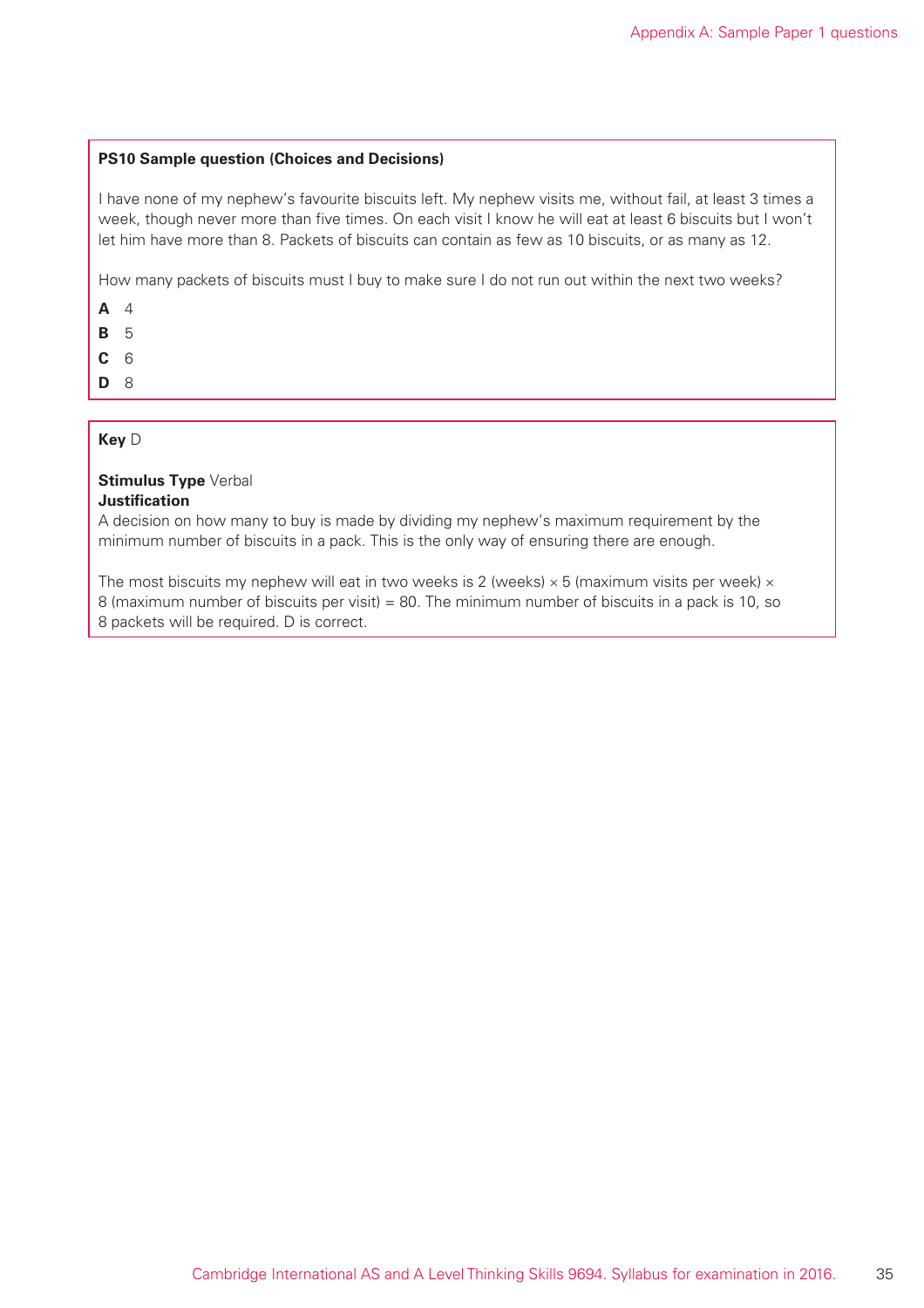**PS10 Sample question (Choices and Decisions)**

I have none of my nephew's favourite biscuits left. My nephew visits me, without fail, at least 3 times a week, though never more than five times. On each visit I know he will eat at least 6 biscuits but I won't let him have more than 8. Packets of biscuits can contain as few as 10 biscuits, or as many as 12.

How many packets of biscuits must I buy to make sure I do not run out within the next two weeks?

**A** 4

**B** 5

**C** 6

**D** 8

**Key** D

**Stimulus Type** Verbal

**Justification**

A decision on how many to buy is made by dividing my nephew's maximum requirement by the minimum number of biscuits in a pack. This is the only way of ensuring there are enough.

The most biscuits my nephew will eat in two weeks is 2 (weeks) × 5 (maximum visits per week) × 8 (maximum number of biscuits per visit) = 80. The minimum number of biscuits in a pack is 10, so 8 packets will be required. D is correct.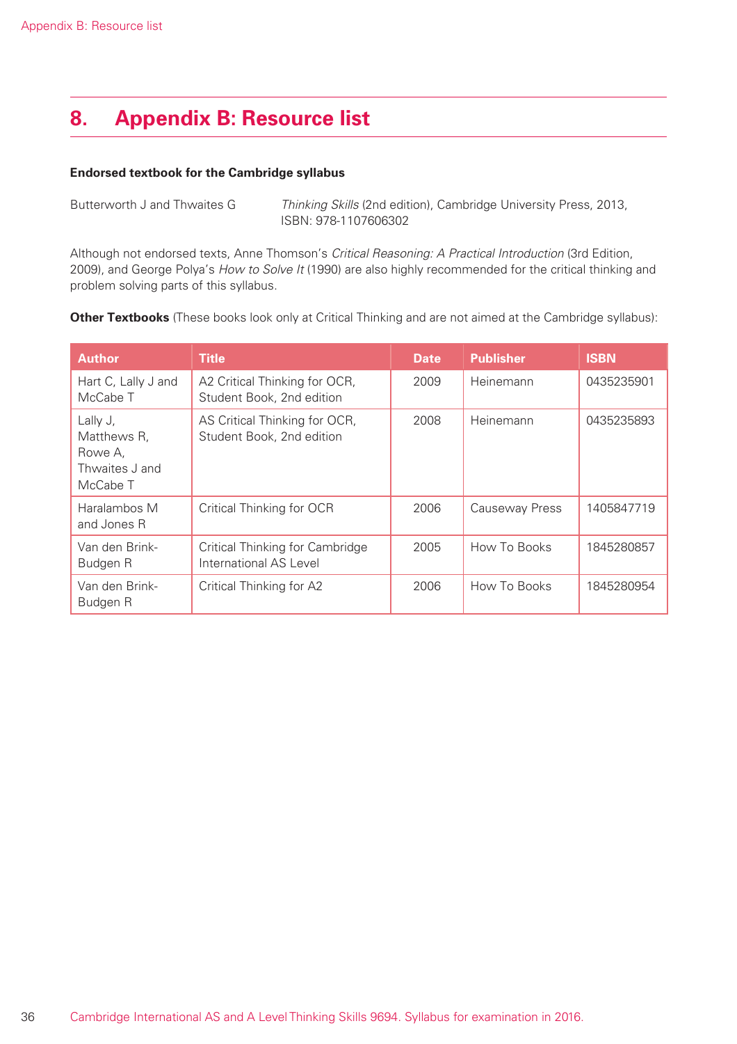# 8. Appendix B: Resource list

**Endorsed textbook for the Cambridge syllabus**

Butterworth J and Thwaites G — *Thinking Skills* (2nd edition), Cambridge University Press, 2013, ISBN: 978-1107606302

Although not endorsed texts, Anne Thomson's *Critical Reasoning: A Practical Introduction* (3rd Edition, 2009), and George Polya's *How to Solve It* (1990) are also highly recommended for the critical thinking and problem solving parts of this syllabus.

**Other Textbooks** (These books look only at Critical Thinking and are not aimed at the Cambridge syllabus):

| Author | Title | Date | Publisher | ISBN |
|---|---|---|---|---|
| Hart C, Lally J and McCabe T | A2 Critical Thinking for OCR, Student Book, 2nd edition | 2009 | Heinemann | 0435235901 |
| Lally J, Matthews R, Rowe A, Thwaites J and McCabe T | AS Critical Thinking for OCR, Student Book, 2nd edition | 2008 | Heinemann | 0435235893 |
| Haralambos M and Jones R | Critical Thinking for OCR | 2006 | Causeway Press | 1405847719 |
| Van den Brink-Budgen R | Critical Thinking for Cambridge International AS Level | 2005 | How To Books | 1845280857 |
| Van den Brink-Budgen R | Critical Thinking for A2 | 2006 | How To Books | 1845280954 |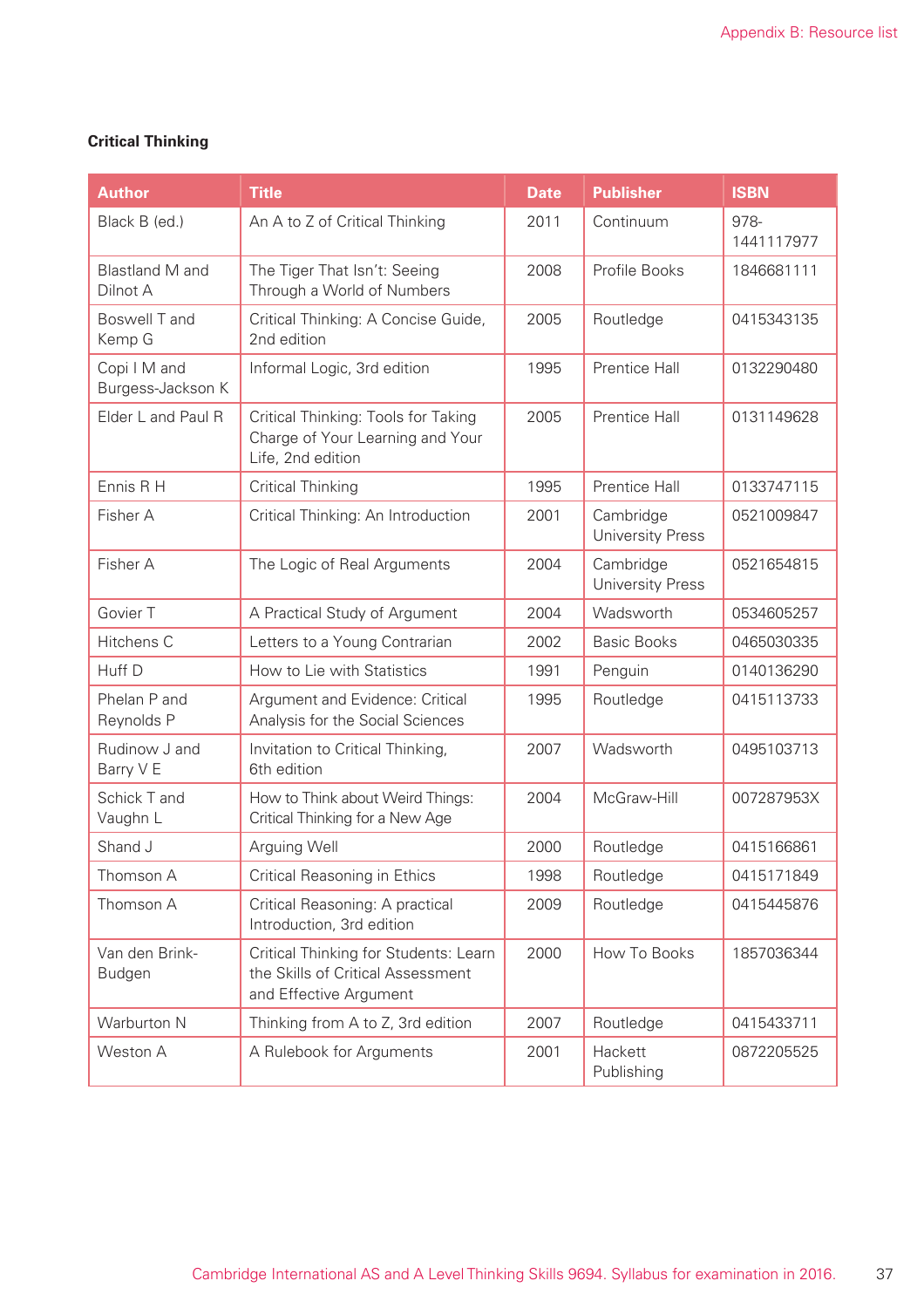**Critical Thinking**

| Author | Title | Date | Publisher | ISBN |
|---|---|---|---|---|
| Black B (ed.) | An A to Z of Critical Thinking | 2011 | Continuum | 978-1441117977 |
| Blastland M and Dilnot A | The Tiger That Isn't: Seeing Through a World of Numbers | 2008 | Profile Books | 1846681111 |
| Boswell T and Kemp G | Critical Thinking: A Concise Guide, 2nd edition | 2005 | Routledge | 0415343135 |
| Copi I M and Burgess-Jackson K | Informal Logic, 3rd edition | 1995 | Prentice Hall | 0132290480 |
| Elder L and Paul R | Critical Thinking: Tools for Taking Charge of Your Learning and Your Life, 2nd edition | 2005 | Prentice Hall | 0131149628 |
| Ennis R H | Critical Thinking | 1995 | Prentice Hall | 0133747115 |
| Fisher A | Critical Thinking: An Introduction | 2001 | Cambridge University Press | 0521009847 |
| Fisher A | The Logic of Real Arguments | 2004 | Cambridge University Press | 0521654815 |
| Govier T | A Practical Study of Argument | 2004 | Wadsworth | 0534605257 |
| Hitchens C | Letters to a Young Contrarian | 2002 | Basic Books | 0465030335 |
| Huff D | How to Lie with Statistics | 1991 | Penguin | 0140136290 |
| Phelan P and Reynolds P | Argument and Evidence: Critical Analysis for the Social Sciences | 1995 | Routledge | 0415113733 |
| Rudinow J and Barry V E | Invitation to Critical Thinking, 6th edition | 2007 | Wadsworth | 0495103713 |
| Schick T and Vaughn L | How to Think about Weird Things: Critical Thinking for a New Age | 2004 | McGraw-Hill | 007287953X |
| Shand J | Arguing Well | 2000 | Routledge | 0415166861 |
| Thomson A | Critical Reasoning in Ethics | 1998 | Routledge | 0415171849 |
| Thomson A | Critical Reasoning: A practical Introduction, 3rd edition | 2009 | Routledge | 0415445876 |
| Van den Brink-Budgen | Critical Thinking for Students: Learn the Skills of Critical Assessment and Effective Argument | 2000 | How To Books | 1857036344 |
| Warburton N | Thinking from A to Z, 3rd edition | 2007 | Routledge | 0415433711 |
| Weston A | A Rulebook for Arguments | 2001 | Hackett Publishing | 0872205525 |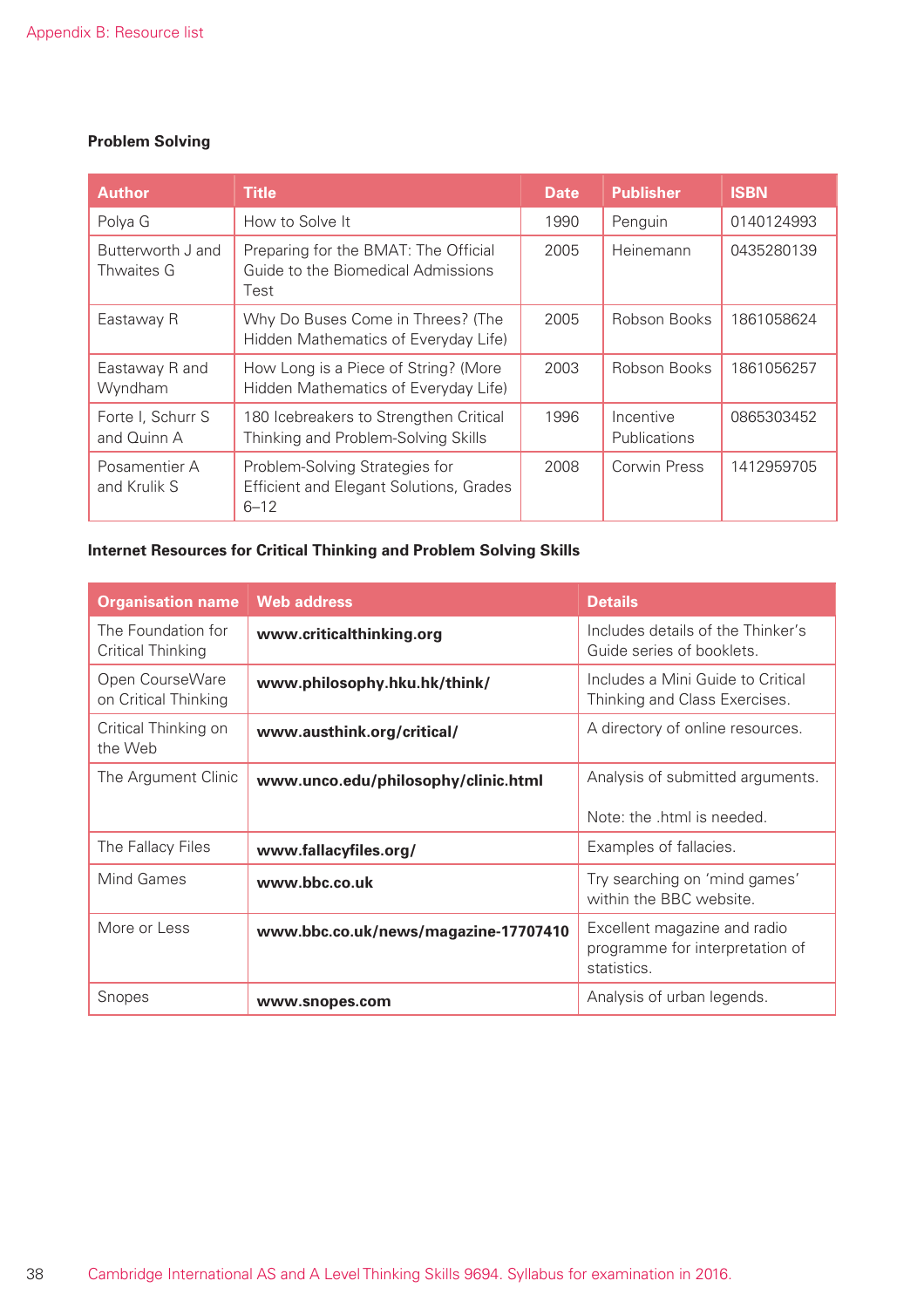### Problem Solving

| Author | Title | Date | Publisher | ISBN |
|---|---|---|---|---|
| Polya G | How to Solve It | 1990 | Penguin | 0140124993 |
| Butterworth J and Thwaites G | Preparing for the BMAT: The Official Guide to the Biomedical Admissions Test | 2005 | Heinemann | 0435280139 |
| Eastaway R | Why Do Buses Come in Threes? (The Hidden Mathematics of Everyday Life) | 2005 | Robson Books | 1861058624 |
| Eastaway R and Wyndham | How Long is a Piece of String? (More Hidden Mathematics of Everyday Life) | 2003 | Robson Books | 1861056257 |
| Forte I, Schurr S and Quinn A | 180 Icebreakers to Strengthen Critical Thinking and Problem-Solving Skills | 1996 | Incentive Publications | 0865303452 |
| Posamentier A and Krulik S | Problem-Solving Strategies for Efficient and Elegant Solutions, Grades 6–12 | 2008 | Corwin Press | 1412959705 |

### Internet Resources for Critical Thinking and Problem Solving Skills

| Organisation name | Web address | Details |
|---|---|---|
| The Foundation for Critical Thinking | **www.criticalthinking.org** | Includes details of the Thinker's Guide series of booklets. |
| Open CourseWare on Critical Thinking | **www.philosophy.hku.hk/think/** | Includes a Mini Guide to Critical Thinking and Class Exercises. |
| Critical Thinking on the Web | **www.austhink.org/critical/** | A directory of online resources. |
| The Argument Clinic | **www.unco.edu/philosophy/clinic.html** | Analysis of submitted arguments. Note: the .html is needed. |
| The Fallacy Files | **www.fallacyfiles.org/** | Examples of fallacies. |
| Mind Games | **www.bbc.co.uk** | Try searching on 'mind games' within the BBC website. |
| More or Less | **www.bbc.co.uk/news/magazine-17707410** | Excellent magazine and radio programme for interpretation of statistics. |
| Snopes | **www.snopes.com** | Analysis of urban legends. |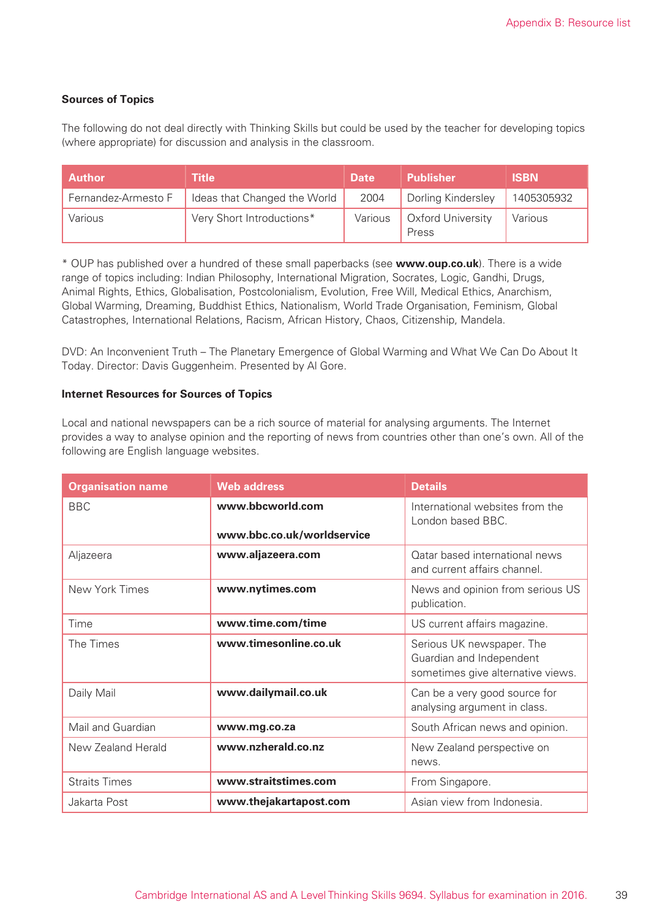**Sources of Topics**

The following do not deal directly with Thinking Skills but could be used by the teacher for developing topics (where appropriate) for discussion and analysis in the classroom.

| Author | Title | Date | Publisher | ISBN |
|---|---|---|---|---|
| Fernandez-Armesto F | Ideas that Changed the World | 2004 | Dorling Kindersley | 1405305932 |
| Various | Very Short Introductions* | Various | Oxford University Press | Various |

* OUP has published over a hundred of these small paperbacks (see **www.oup.co.uk**). There is a wide range of topics including: Indian Philosophy, International Migration, Socrates, Logic, Gandhi, Drugs, Animal Rights, Ethics, Globalisation, Postcolonialism, Evolution, Free Will, Medical Ethics, Anarchism, Global Warming, Dreaming, Buddhist Ethics, Nationalism, World Trade Organisation, Feminism, Global Catastrophes, International Relations, Racism, African History, Chaos, Citizenship, Mandela.

DVD: An Inconvenient Truth – The Planetary Emergence of Global Warming and What We Can Do About It Today. Director: Davis Guggenheim. Presented by Al Gore.

**Internet Resources for Sources of Topics**

Local and national newspapers can be a rich source of material for analysing arguments. The Internet provides a way to analyse opinion and the reporting of news from countries other than one's own. All of the following are English language websites.

| Organisation name | Web address | Details |
|---|---|---|
| BBC | **www.bbcworld.com**<br><br>**www.bbc.co.uk/worldservice** | International websites from the London based BBC. |
| Aljazeera | **www.aljazeera.com** | Qatar based international news and current affairs channel. |
| New York Times | **www.nytimes.com** | News and opinion from serious US publication. |
| Time | **www.time.com/time** | US current affairs magazine. |
| The Times | **www.timesonline.co.uk** | Serious UK newspaper. The Guardian and Independent sometimes give alternative views. |
| Daily Mail | **www.dailymail.co.uk** | Can be a very good source for analysing argument in class. |
| Mail and Guardian | **www.mg.co.za** | South African news and opinion. |
| New Zealand Herald | **www.nzherald.co.nz** | New Zealand perspective on news. |
| Straits Times | **www.straitstimes.com** | From Singapore. |
| Jakarta Post | **www.thejakartapost.com** | Asian view from Indonesia. |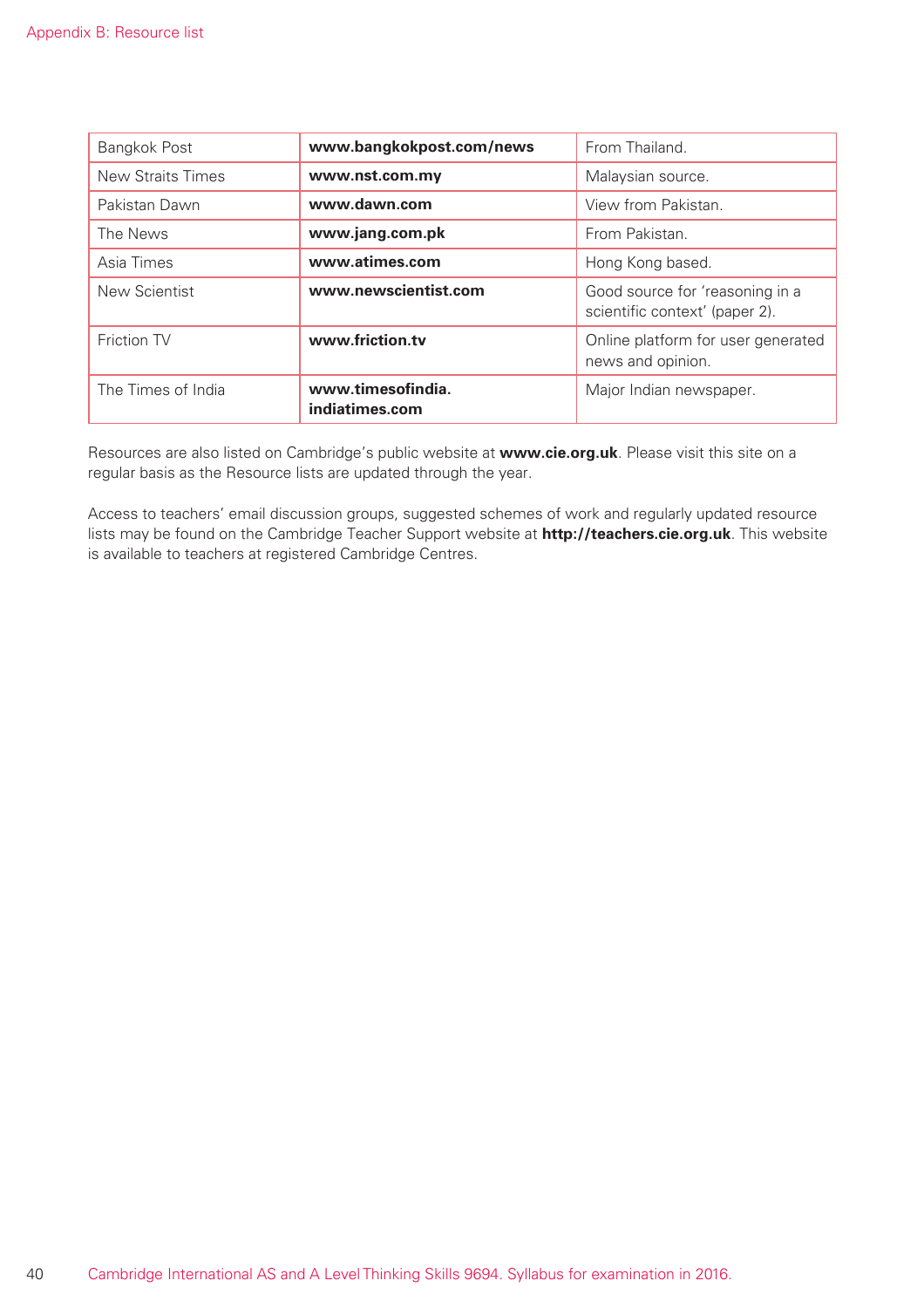| | | |
|---|---|---|
| Bangkok Post | **www.bangkokpost.com/news** | From Thailand. |
| New Straits Times | **www.nst.com.my** | Malaysian source. |
| Pakistan Dawn | **www.dawn.com** | View from Pakistan. |
| The News | **www.jang.com.pk** | From Pakistan. |
| Asia Times | **www.atimes.com** | Hong Kong based. |
| New Scientist | **www.newscientist.com** | Good source for 'reasoning in a scientific context' (paper 2). |
| Friction TV | **www.friction.tv** | Online platform for user generated news and opinion. |
| The Times of India | **www.timesofindia.indiatimes.com** | Major Indian newspaper. |

Resources are also listed on Cambridge's public website at **www.cie.org.uk**. Please visit this site on a regular basis as the Resource lists are updated through the year.

Access to teachers' email discussion groups, suggested schemes of work and regularly updated resource lists may be found on the Cambridge Teacher Support website at **http://teachers.cie.org.uk**. This website is available to teachers at registered Cambridge Centres.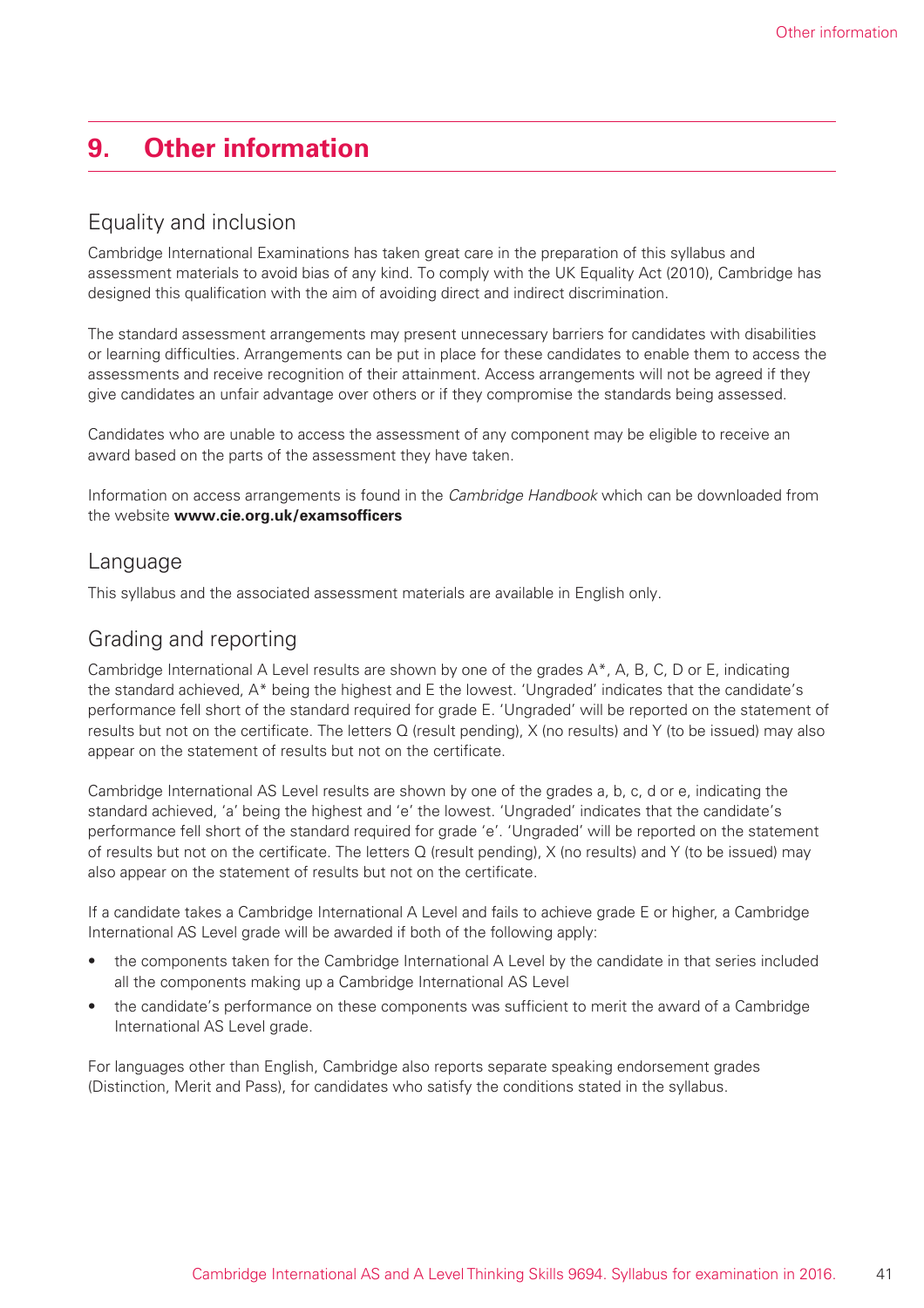# 9. Other information

## Equality and inclusion

Cambridge International Examinations has taken great care in the preparation of this syllabus and assessment materials to avoid bias of any kind. To comply with the UK Equality Act (2010), Cambridge has designed this qualification with the aim of avoiding direct and indirect discrimination.

The standard assessment arrangements may present unnecessary barriers for candidates with disabilities or learning difficulties. Arrangements can be put in place for these candidates to enable them to access the assessments and receive recognition of their attainment. Access arrangements will not be agreed if they give candidates an unfair advantage over others or if they compromise the standards being assessed.

Candidates who are unable to access the assessment of any component may be eligible to receive an award based on the parts of the assessment they have taken.

Information on access arrangements is found in the *Cambridge Handbook* which can be downloaded from the website **www.cie.org.uk/examsofficers**

## Language

This syllabus and the associated assessment materials are available in English only.

## Grading and reporting

Cambridge International A Level results are shown by one of the grades A*, A, B, C, D or E, indicating the standard achieved, A* being the highest and E the lowest. 'Ungraded' indicates that the candidate's performance fell short of the standard required for grade E. 'Ungraded' will be reported on the statement of results but not on the certificate. The letters Q (result pending), X (no results) and Y (to be issued) may also appear on the statement of results but not on the certificate.

Cambridge International AS Level results are shown by one of the grades a, b, c, d or e, indicating the standard achieved, 'a' being the highest and 'e' the lowest. 'Ungraded' indicates that the candidate's performance fell short of the standard required for grade 'e'. 'Ungraded' will be reported on the statement of results but not on the certificate. The letters Q (result pending), X (no results) and Y (to be issued) may also appear on the statement of results but not on the certificate.

If a candidate takes a Cambridge International A Level and fails to achieve grade E or higher, a Cambridge International AS Level grade will be awarded if both of the following apply:

- the components taken for the Cambridge International A Level by the candidate in that series included all the components making up a Cambridge International AS Level
- the candidate's performance on these components was sufficient to merit the award of a Cambridge International AS Level grade.

For languages other than English, Cambridge also reports separate speaking endorsement grades (Distinction, Merit and Pass), for candidates who satisfy the conditions stated in the syllabus.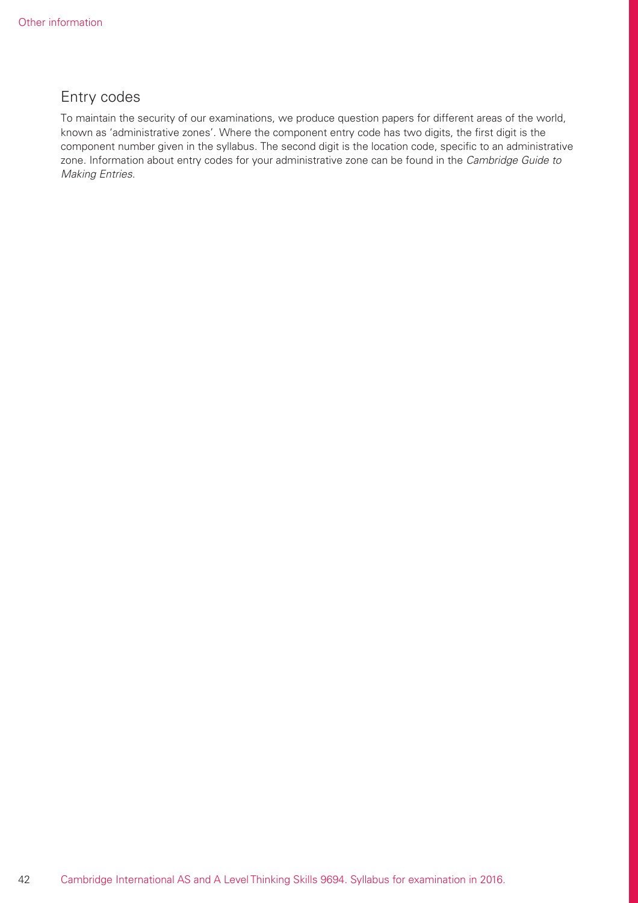## Entry codes

To maintain the security of our examinations, we produce question papers for different areas of the world, known as 'administrative zones'. Where the component entry code has two digits, the first digit is the component number given in the syllabus. The second digit is the location code, specific to an administrative zone. Information about entry codes for your administrative zone can be found in the *Cambridge Guide to Making Entries*.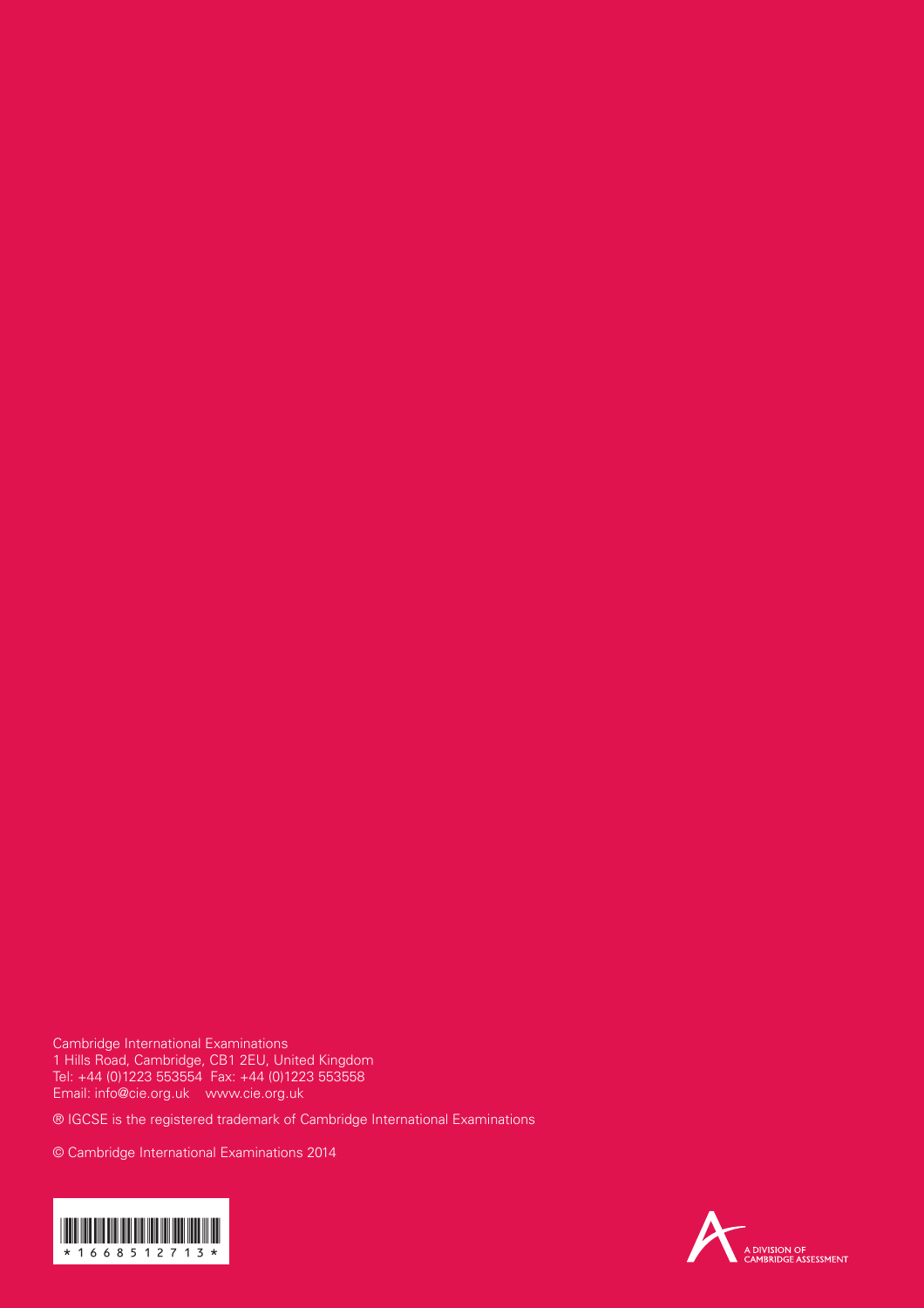Cambridge International Examinations
1 Hills Road, Cambridge, CB1 2EU, United Kingdom
Tel: +44 (0)1223 553554 Fax: +44 (0)1223 553558
Email: info@cie.org.uk www.cie.org.uk

® IGCSE is the registered trademark of Cambridge International Examinations

© Cambridge International Examinations 2014

*1668512713*

A DIVISION OF
CAMBRIDGE ASSESSMENT